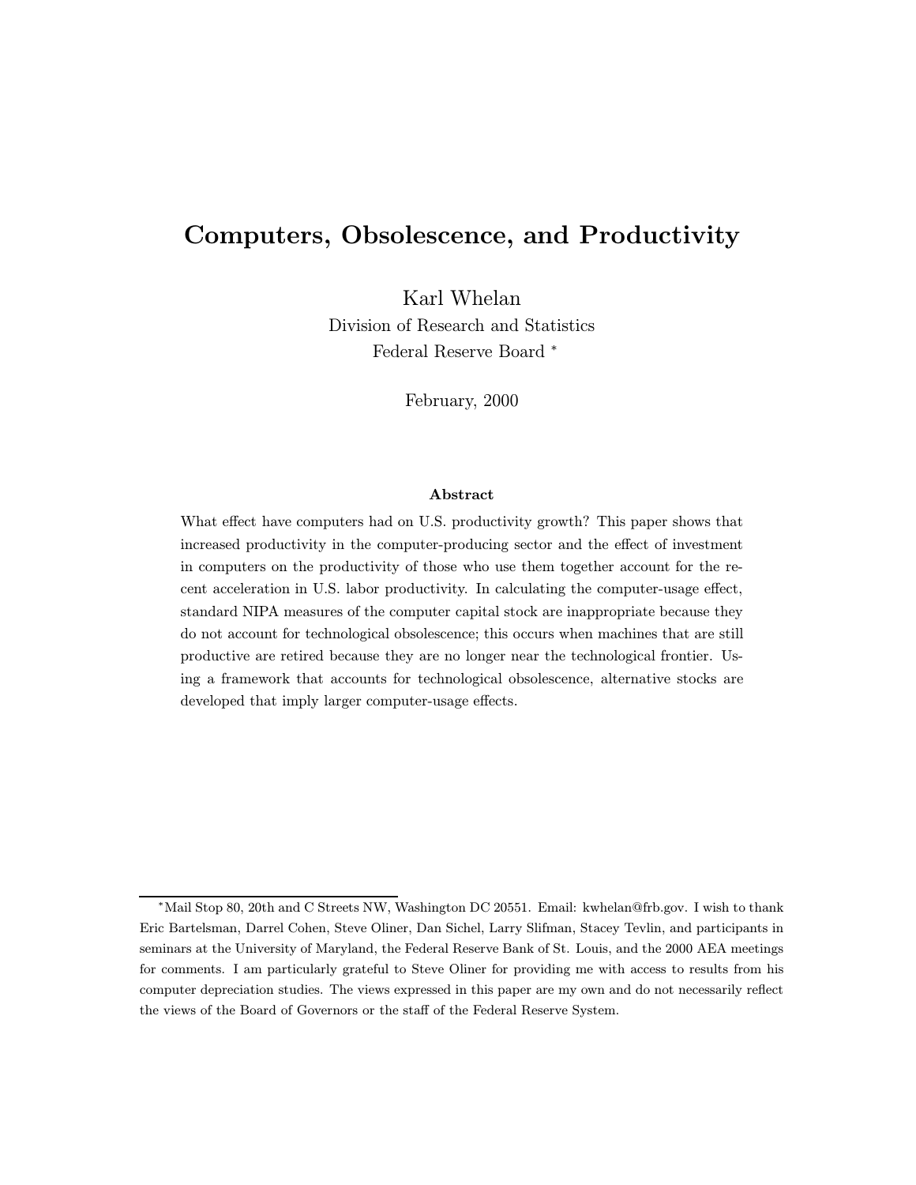# Computers, Obsolescence, and Productivity

Karl Whelan
Division of Research and Statistics
Federal Reserve Board [*]

February, 2000

## Abstract

What effect have computers had on U.S. productivity growth? This paper shows that increased productivity in the computer-producing sector and the effect of investment in computers on the productivity of those who use them together account for the recent acceleration in U.S. labor productivity. In calculating the computer-usage effect, standard NIPA measures of the computer capital stock are inappropriate because they do not account for technological obsolescence; this occurs when machines that are still productive are retired because they are no longer near the technological frontier. Using a framework that accounts for technological obsolescence, alternative stocks are developed that imply larger computer-usage effects.

---

[*] Mail Stop 80, 20th and C Streets NW, Washington DC 20551. Email: kwhelan@frb.gov. I wish to thank Eric Bartelsman, Darrel Cohen, Steve Oliner, Dan Sichel, Larry Slifman, Stacey Tevlin, and participants in seminars at the University of Maryland, the Federal Reserve Bank of St. Louis, and the 2000 AEA meetings for comments. I am particularly grateful to Steve Oliner for providing me with access to results from his computer depreciation studies. The views expressed in this paper are my own and do not necessarily reflect the views of the Board of Governors or the staff of the Federal Reserve System.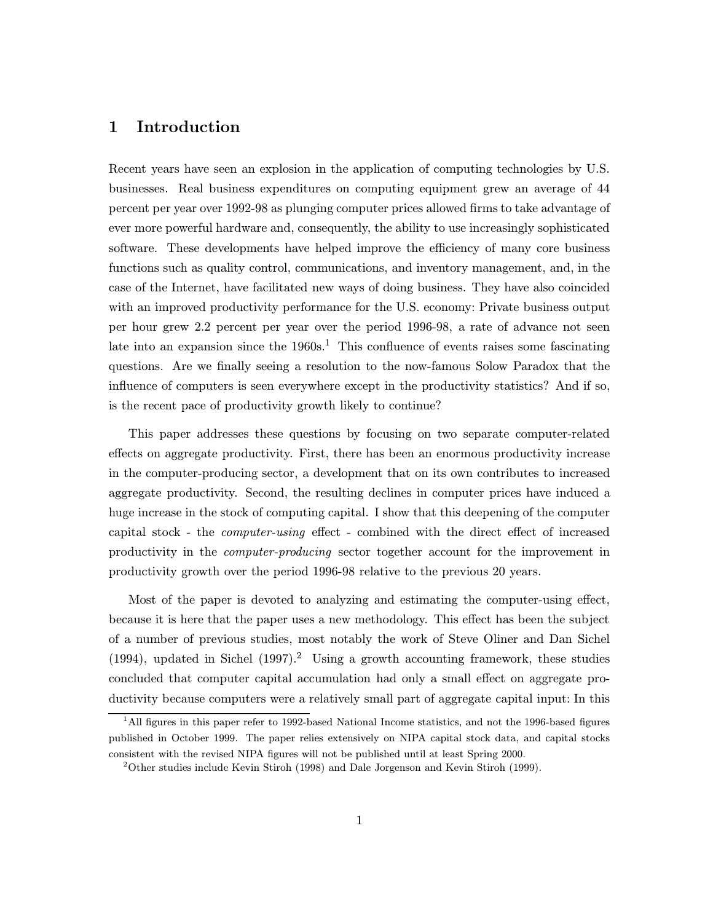# 1 Introduction

Recent years have seen an explosion in the application of computing technologies by U.S. businesses. Real business expenditures on computing equipment grew an average of 44 percent per year over 1992-98 as plunging computer prices allowed firms to take advantage of ever more powerful hardware and, consequently, the ability to use increasingly sophisticated software. These developments have helped improve the efficiency of many core business functions such as quality control, communications, and inventory management, and, in the case of the Internet, have facilitated new ways of doing business. They have also coincided with an improved productivity performance for the U.S. economy: Private business output per hour grew 2.2 percent per year over the period 1996-98, a rate of advance not seen late into an expansion since the 1960s.[1] This confluence of events raises some fascinating questions. Are we finally seeing a resolution to the now-famous Solow Paradox that the influence of computers is seen everywhere except in the productivity statistics? And if so, is the recent pace of productivity growth likely to continue?

This paper addresses these questions by focusing on two separate computer-related effects on aggregate productivity. First, there has been an enormous productivity increase in the computer-producing sector, a development that on its own contributes to increased aggregate productivity. Second, the resulting declines in computer prices have induced a huge increase in the stock of computing capital. I show that this deepening of the computer capital stock - the *computer-using* effect - combined with the direct effect of increased productivity in the *computer-producing* sector together account for the improvement in productivity growth over the period 1996-98 relative to the previous 20 years.

Most of the paper is devoted to analyzing and estimating the computer-using effect, because it is here that the paper uses a new methodology. This effect has been the subject of a number of previous studies, most notably the work of Steve Oliner and Dan Sichel (1994), updated in Sichel (1997).[2] Using a growth accounting framework, these studies concluded that computer capital accumulation had only a small effect on aggregate productivity because computers were a relatively small part of aggregate capital input: In this

[1] All figures in this paper refer to 1992-based National Income statistics, and not the 1996-based figures published in October 1999. The paper relies extensively on NIPA capital stock data, and capital stocks consistent with the revised NIPA figures will not be published until at least Spring 2000.

[2] Other studies include Kevin Stiroh (1998) and Dale Jorgenson and Kevin Stiroh (1999).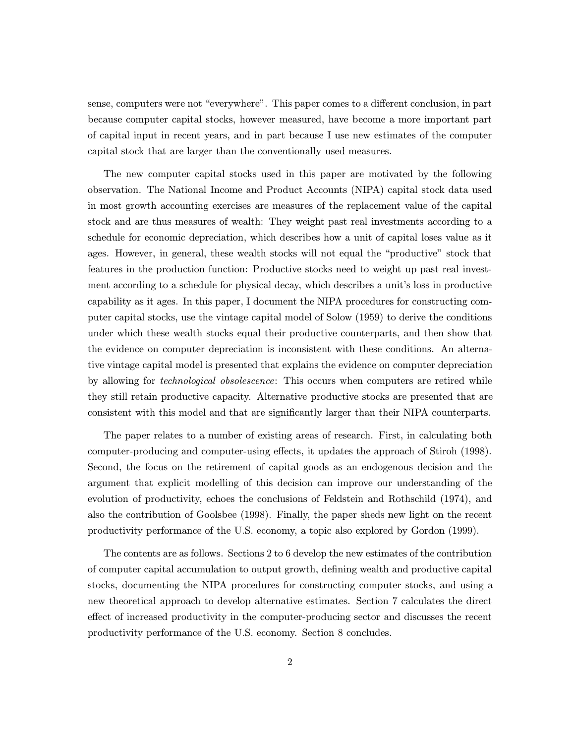sense, computers were not “everywhere”. This paper comes to a different conclusion, in part because computer capital stocks, however measured, have become a more important part of capital input in recent years, and in part because I use new estimates of the computer capital stock that are larger than the conventionally used measures.

The new computer capital stocks used in this paper are motivated by the following observation. The National Income and Product Accounts (NIPA) capital stock data used in most growth accounting exercises are measures of the replacement value of the capital stock and are thus measures of wealth: They weight past real investments according to a schedule for economic depreciation, which describes how a unit of capital loses value as it ages. However, in general, these wealth stocks will not equal the “productive” stock that features in the production function: Productive stocks need to weight up past real investment according to a schedule for physical decay, which describes a unit's loss in productive capability as it ages. In this paper, I document the NIPA procedures for constructing computer capital stocks, use the vintage capital model of Solow (1959) to derive the conditions under which these wealth stocks equal their productive counterparts, and then show that the evidence on computer depreciation is inconsistent with these conditions. An alternative vintage capital model is presented that explains the evidence on computer depreciation by allowing for *technological obsolescence*: This occurs when computers are retired while they still retain productive capacity. Alternative productive stocks are presented that are consistent with this model and that are significantly larger than their NIPA counterparts.

The paper relates to a number of existing areas of research. First, in calculating both computer-producing and computer-using effects, it updates the approach of Stiroh (1998). Second, the focus on the retirement of capital goods as an endogenous decision and the argument that explicit modelling of this decision can improve our understanding of the evolution of productivity, echoes the conclusions of Feldstein and Rothschild (1974), and also the contribution of Goolsbee (1998). Finally, the paper sheds new light on the recent productivity performance of the U.S. economy, a topic also explored by Gordon (1999).

The contents are as follows. Sections 2 to 6 develop the new estimates of the contribution of computer capital accumulation to output growth, defining wealth and productive capital stocks, documenting the NIPA procedures for constructing computer stocks, and using a new theoretical approach to develop alternative estimates. Section 7 calculates the direct effect of increased productivity in the computer-producing sector and discusses the recent productivity performance of the U.S. economy. Section 8 concludes.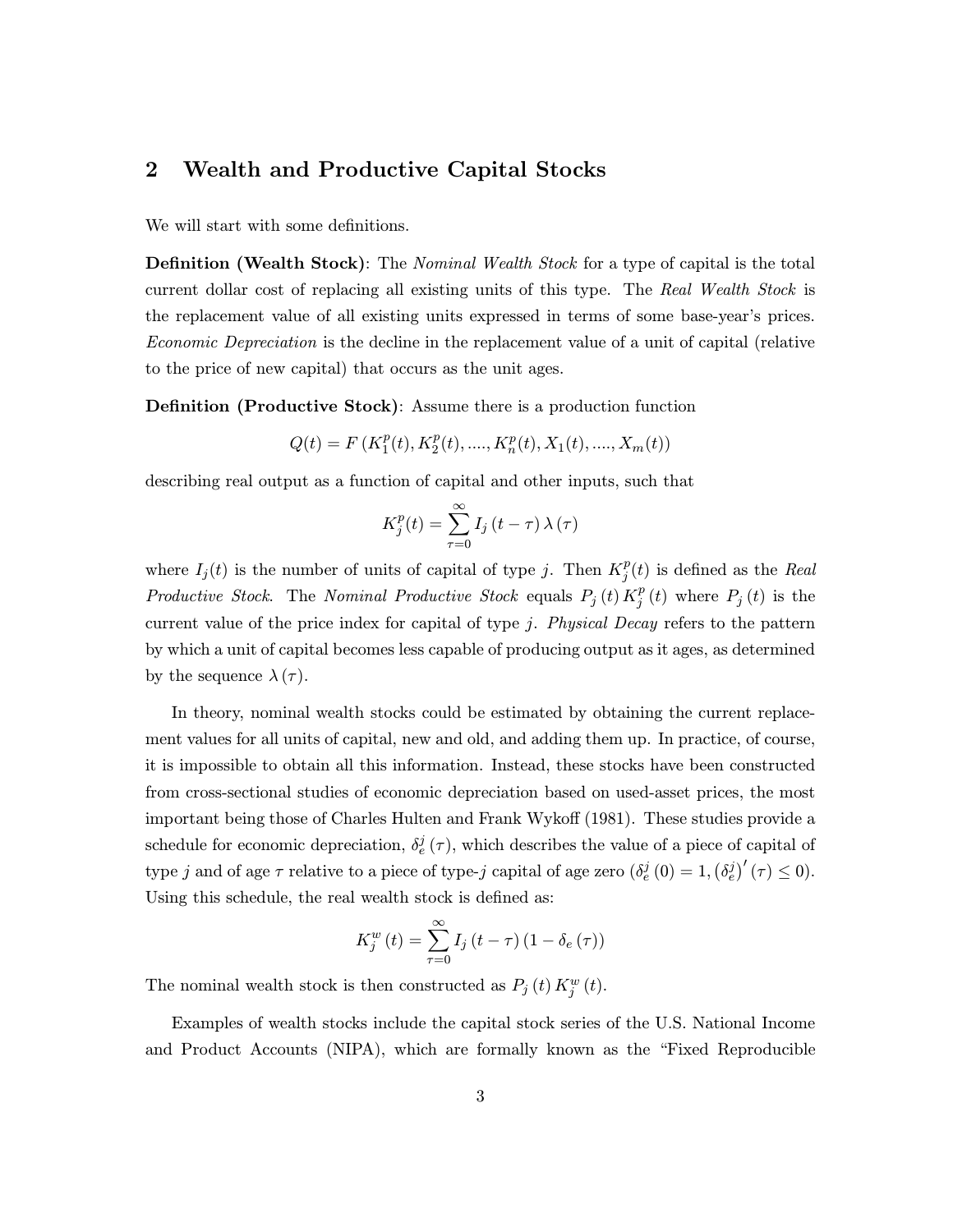## 2 Wealth and Productive Capital Stocks

We will start with some definitions.

**Definition (Wealth Stock)**: The *Nominal Wealth Stock* for a type of capital is the total current dollar cost of replacing all existing units of this type. The *Real Wealth Stock* is the replacement value of all existing units expressed in terms of some base-year's prices. *Economic Depreciation* is the decline in the replacement value of a unit of capital (relative to the price of new capital) that occurs as the unit ages.

**Definition (Productive Stock)**: Assume there is a production function

$$Q(t) = F\left(K_1^p(t), K_2^p(t), ...., K_n^p(t), X_1(t), ...., X_m(t)\right)$$

describing real output as a function of capital and other inputs, such that

$$K_j^p(t) = \sum_{\tau=0}^{\infty} I_j\left(t-\tau\right)\lambda\left(\tau\right)$$

where $I_j(t)$ is the number of units of capital of type $j$. Then $K_j^p(t)$ is defined as the *Real Productive Stock*. The *Nominal Productive Stock* equals $P_j\left(t\right)K_j^p\left(t\right)$ where $P_j\left(t\right)$ is the current value of the price index for capital of type $j$. *Physical Decay* refers to the pattern by which a unit of capital becomes less capable of producing output as it ages, as determined by the sequence $\lambda\left(\tau\right)$.

In theory, nominal wealth stocks could be estimated by obtaining the current replacement values for all units of capital, new and old, and adding them up. In practice, of course, it is impossible to obtain all this information. Instead, these stocks have been constructed from cross-sectional studies of economic depreciation based on used-asset prices, the most important being those of Charles Hulten and Frank Wykoff (1981). These studies provide a schedule for economic depreciation, $\delta_e^j\left(\tau\right)$, which describes the value of a piece of capital of type $j$ and of age $\tau$ relative to a piece of type-$j$ capital of age zero ($\delta_e^j\left(0\right) = 1, \left(\delta_e^j\right)'\left(\tau\right) \leq 0$). Using this schedule, the real wealth stock is defined as:

$$K_j^w\left(t\right) = \sum_{\tau=0}^{\infty} I_j\left(t-\tau\right)\left(1-\delta_e\left(\tau\right)\right)$$

The nominal wealth stock is then constructed as $P_j\left(t\right)K_j^w\left(t\right)$.

Examples of wealth stocks include the capital stock series of the U.S. National Income and Product Accounts (NIPA), which are formally known as the "Fixed Reproducible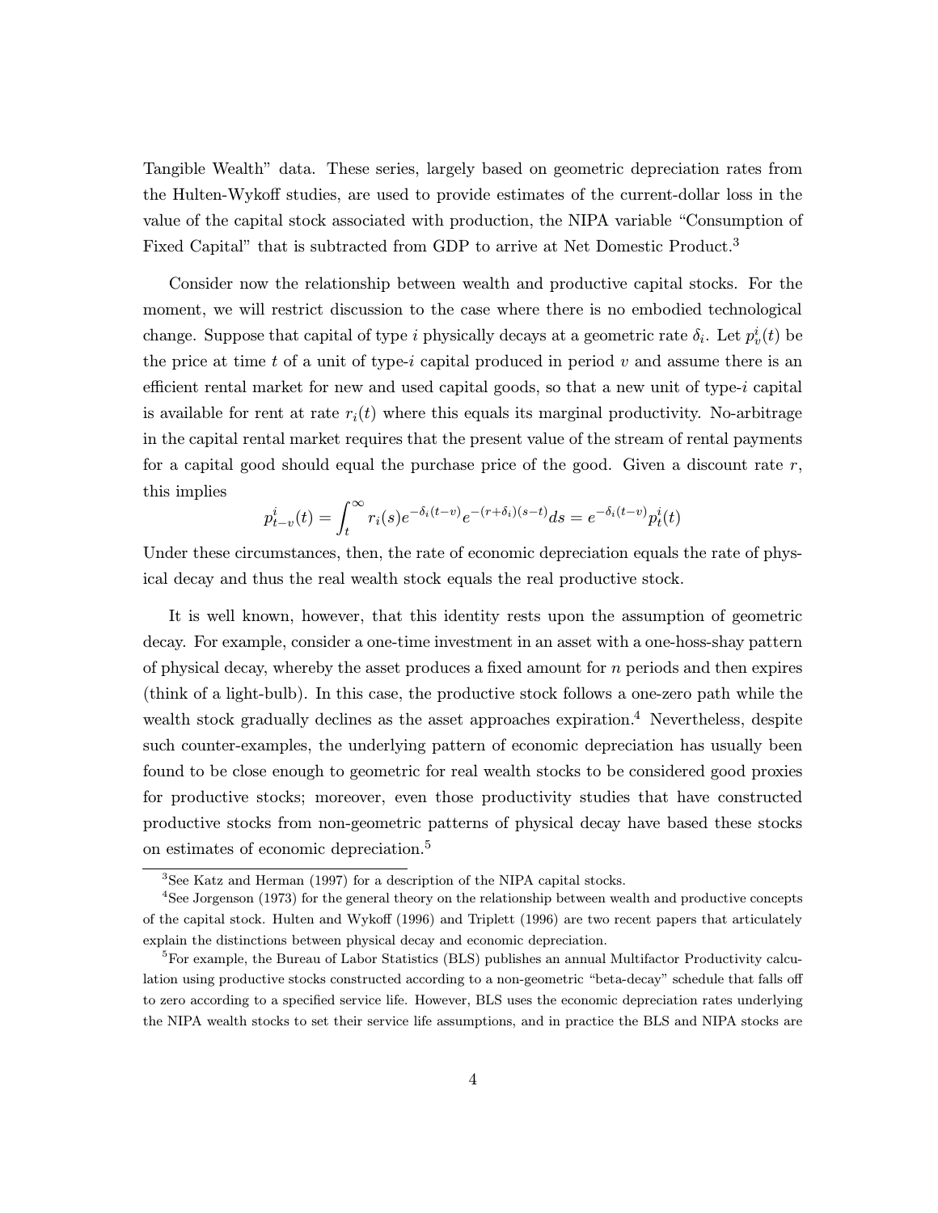Tangible Wealth" data. These series, largely based on geometric depreciation rates from the Hulten-Wykoff studies, are used to provide estimates of the current-dollar loss in the value of the capital stock associated with production, the NIPA variable "Consumption of Fixed Capital" that is subtracted from GDP to arrive at Net Domestic Product.[3]

Consider now the relationship between wealth and productive capital stocks. For the moment, we will restrict discussion to the case where there is no embodied technological change. Suppose that capital of type $i$ physically decays at a geometric rate $\delta_i$. Let $p_v^i(t)$ be the price at time $t$ of a unit of type-$i$ capital produced in period $v$ and assume there is an efficient rental market for new and used capital goods, so that a new unit of type-$i$ capital is available for rent at rate $r_i(t)$ where this equals its marginal productivity. No-arbitrage in the capital rental market requires that the present value of the stream of rental payments for a capital good should equal the purchase price of the good. Given a discount rate $r$, this implies

$$p_{t-v}^i(t) = \int_t^\infty r_i(s) e^{-\delta_i(t-v)} e^{-(r+\delta_i)(s-t)} ds = e^{-\delta_i(t-v)} p_t^i(t)$$

Under these circumstances, then, the rate of economic depreciation equals the rate of physical decay and thus the real wealth stock equals the real productive stock.

It is well known, however, that this identity rests upon the assumption of geometric decay. For example, consider a one-time investment in an asset with a one-hoss-shay pattern of physical decay, whereby the asset produces a fixed amount for $n$ periods and then expires (think of a light-bulb). In this case, the productive stock follows a one-zero path while the wealth stock gradually declines as the asset approaches expiration.[4] Nevertheless, despite such counter-examples, the underlying pattern of economic depreciation has usually been found to be close enough to geometric for real wealth stocks to be considered good proxies for productive stocks; moreover, even those productivity studies that have constructed productive stocks from non-geometric patterns of physical decay have based these stocks on estimates of economic depreciation.[5]

[3] See Katz and Herman (1997) for a description of the NIPA capital stocks.

[4] See Jorgenson (1973) for the general theory on the relationship between wealth and productive concepts of the capital stock. Hulten and Wykoff (1996) and Triplett (1996) are two recent papers that articulately explain the distinctions between physical decay and economic depreciation.

[5] For example, the Bureau of Labor Statistics (BLS) publishes an annual Multifactor Productivity calculation using productive stocks constructed according to a non-geometric "beta-decay" schedule that falls off to zero according to a specified service life. However, BLS uses the economic depreciation rates underlying the NIPA wealth stocks to set their service life assumptions, and in practice the BLS and NIPA stocks are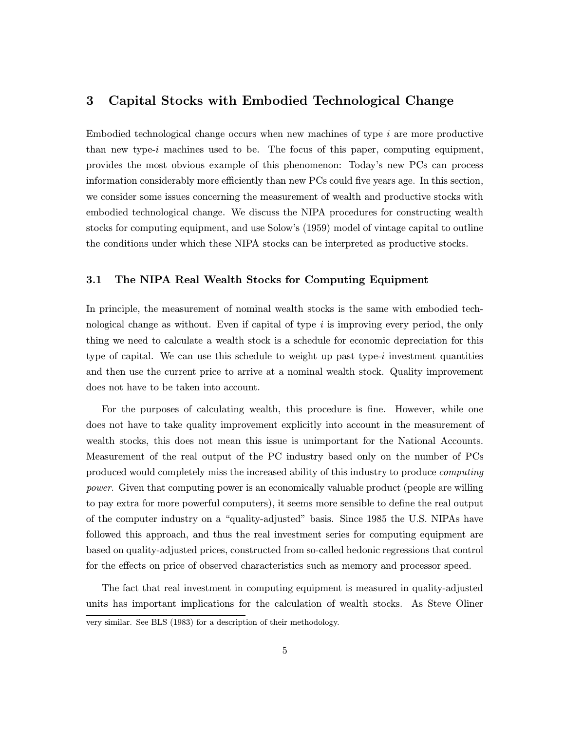## 3 Capital Stocks with Embodied Technological Change

Embodied technological change occurs when new machines of type $i$ are more productive than new type-$i$ machines used to be. The focus of this paper, computing equipment, provides the most obvious example of this phenomenon: Today's new PCs can process information considerably more efficiently than new PCs could five years age. In this section, we consider some issues concerning the measurement of wealth and productive stocks with embodied technological change. We discuss the NIPA procedures for constructing wealth stocks for computing equipment, and use Solow's (1959) model of vintage capital to outline the conditions under which these NIPA stocks can be interpreted as productive stocks.

### 3.1 The NIPA Real Wealth Stocks for Computing Equipment

In principle, the measurement of nominal wealth stocks is the same with embodied technological change as without. Even if capital of type $i$ is improving every period, the only thing we need to calculate a wealth stock is a schedule for economic depreciation for this type of capital. We can use this schedule to weight up past type-$i$ investment quantities and then use the current price to arrive at a nominal wealth stock. Quality improvement does not have to be taken into account.

For the purposes of calculating wealth, this procedure is fine. However, while one does not have to take quality improvement explicitly into account in the measurement of wealth stocks, this does not mean this issue is unimportant for the National Accounts. Measurement of the real output of the PC industry based only on the number of PCs produced would completely miss the increased ability of this industry to produce *computing power*. Given that computing power is an economically valuable product (people are willing to pay extra for more powerful computers), it seems more sensible to define the real output of the computer industry on a "quality-adjusted" basis. Since 1985 the U.S. NIPAs have followed this approach, and thus the real investment series for computing equipment are based on quality-adjusted prices, constructed from so-called hedonic regressions that control for the effects on price of observed characteristics such as memory and processor speed.

The fact that real investment in computing equipment is measured in quality-adjusted units has important implications for the calculation of wealth stocks. As Steve Oliner

very similar. See BLS (1983) for a description of their methodology.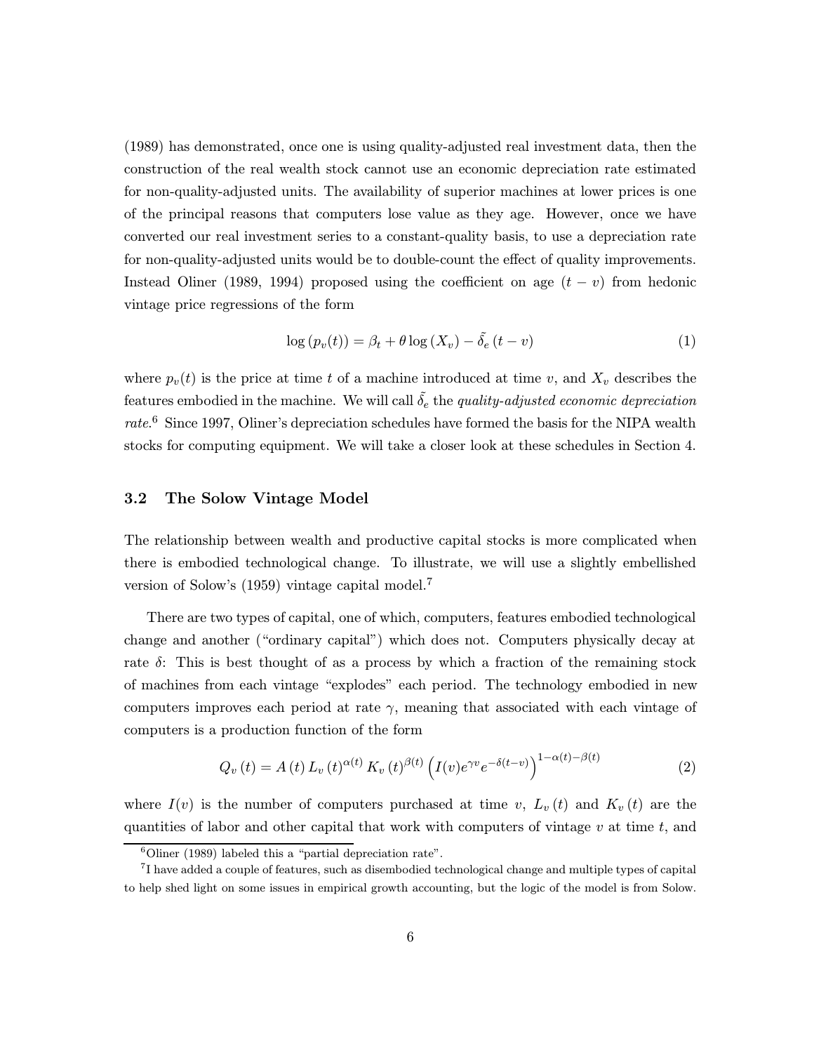(1989) has demonstrated, once one is using quality-adjusted real investment data, then the construction of the real wealth stock cannot use an economic depreciation rate estimated for non-quality-adjusted units. The availability of superior machines at lower prices is one of the principal reasons that computers lose value as they age. However, once we have converted our real investment series to a constant-quality basis, to use a depreciation rate for non-quality-adjusted units would be to double-count the effect of quality improvements. Instead Oliner (1989, 1994) proposed using the coefficient on age $(t - v)$ from hedonic vintage price regressions of the form

$$\log\left(p_v(t)\right) = \beta_t + \theta \log\left(X_v\right) - \tilde{\delta}_e\left(t - v\right) \tag{1}$$

where $p_v(t)$ is the price at time $t$ of a machine introduced at time $v$, and $X_v$ describes the features embodied in the machine. We will call $\tilde{\delta}_e$ the *quality-adjusted economic depreciation rate*.[6] Since 1997, Oliner's depreciation schedules have formed the basis for the NIPA wealth stocks for computing equipment. We will take a closer look at these schedules in Section 4.

### 3.2 The Solow Vintage Model

The relationship between wealth and productive capital stocks is more complicated when there is embodied technological change. To illustrate, we will use a slightly embellished version of Solow's (1959) vintage capital model.[7]

There are two types of capital, one of which, computers, features embodied technological change and another ("ordinary capital") which does not. Computers physically decay at rate $\delta$: This is best thought of as a process by which a fraction of the remaining stock of machines from each vintage "explodes" each period. The technology embodied in new computers improves each period at rate $\gamma$, meaning that associated with each vintage of computers is a production function of the form

$$Q_v\left(t\right) = A\left(t\right) L_v\left(t\right)^{\alpha(t)} K_v\left(t\right)^{\beta(t)} \left(I(v) e^{\gamma v} e^{-\delta(t-v)}\right)^{1-\alpha(t)-\beta(t)} \tag{2}$$

where $I(v)$ is the number of computers purchased at time $v$, $L_v\left(t\right)$ and $K_v\left(t\right)$ are the quantities of labor and other capital that work with computers of vintage $v$ at time $t$, and

[6] Oliner (1989) labeled this a "partial depreciation rate".

[7] I have added a couple of features, such as disembodied technological change and multiple types of capital to help shed light on some issues in empirical growth accounting, but the logic of the model is from Solow.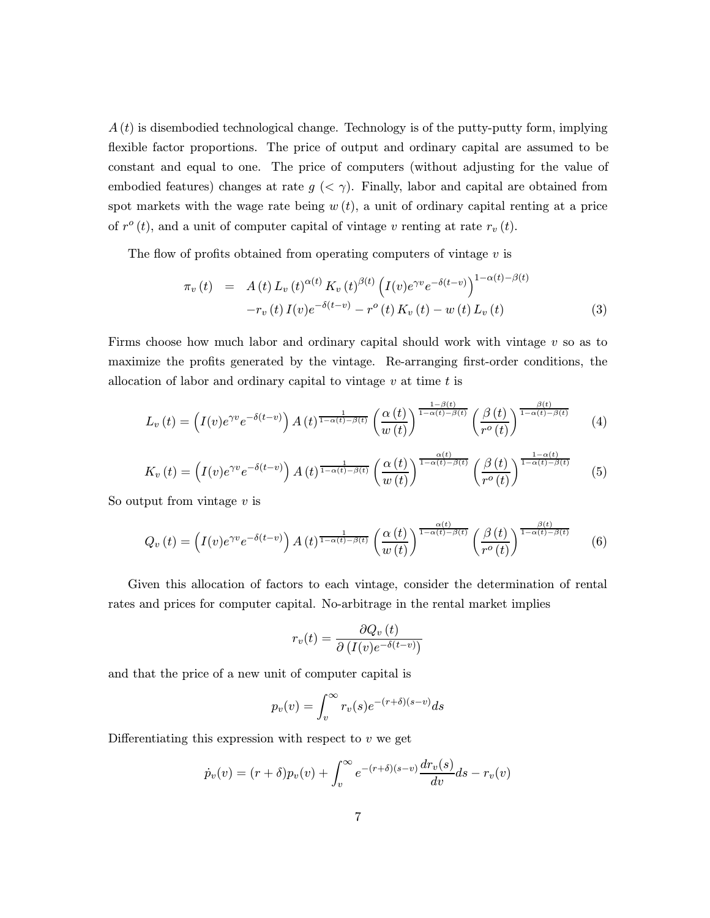$A(t)$ is disembodied technological change. Technology is of the putty-putty form, implying flexible factor proportions. The price of output and ordinary capital are assumed to be constant and equal to one. The price of computers (without adjusting for the value of embodied features) changes at rate $g$ ($< \gamma$). Finally, labor and capital are obtained from spot markets with the wage rate being $w(t)$, a unit of ordinary capital renting at a price of $r^o(t)$, and a unit of computer capital of vintage $v$ renting at rate $r_v(t)$.

The flow of profits obtained from operating computers of vintage $v$ is

$$\begin{aligned}
\pi_v(t) &= A(t) L_v(t)^{\alpha(t)} K_v(t)^{\beta(t)} \left( I(v) e^{\gamma v} e^{-\delta(t-v)} \right)^{1-\alpha(t)-\beta(t)} \\
&\quad - r_v(t) I(v) e^{-\delta(t-v)} - r^o(t) K_v(t) - w(t) L_v(t)
\end{aligned} \tag{3}$$

Firms choose how much labor and ordinary capital should work with vintage $v$ so as to maximize the profits generated by the vintage. Re-arranging first-order conditions, the allocation of labor and ordinary capital to vintage $v$ at time $t$ is

$$L_v(t) = \left( I(v) e^{\gamma v} e^{-\delta(t-v)} \right) A(t)^{\frac{1}{1-\alpha(t)-\beta(t)}} \left( \frac{\alpha(t)}{w(t)} \right)^{\frac{1-\beta(t)}{1-\alpha(t)-\beta(t)}} \left( \frac{\beta(t)}{r^o(t)} \right)^{\frac{\beta(t)}{1-\alpha(t)-\beta(t)}} \tag{4}$$

$$K_v(t) = \left( I(v) e^{\gamma v} e^{-\delta(t-v)} \right) A(t)^{\frac{1}{1-\alpha(t)-\beta(t)}} \left( \frac{\alpha(t)}{w(t)} \right)^{\frac{\alpha(t)}{1-\alpha(t)-\beta(t)}} \left( \frac{\beta(t)}{r^o(t)} \right)^{\frac{1-\alpha(t)}{1-\alpha(t)-\beta(t)}} \tag{5}$$

So output from vintage $v$ is

$$Q_v(t) = \left( I(v) e^{\gamma v} e^{-\delta(t-v)} \right) A(t)^{\frac{1}{1-\alpha(t)-\beta(t)}} \left( \frac{\alpha(t)}{w(t)} \right)^{\frac{\alpha(t)}{1-\alpha(t)-\beta(t)}} \left( \frac{\beta(t)}{r^o(t)} \right)^{\frac{\beta(t)}{1-\alpha(t)-\beta(t)}} \tag{6}$$

Given this allocation of factors to each vintage, consider the determination of rental rates and prices for computer capital. No-arbitrage in the rental market implies

$$r_v(t) = \frac{\partial Q_v(t)}{\partial \left( I(v) e^{-\delta(t-v)} \right)}$$

and that the price of a new unit of computer capital is

$$p_v(v) = \int_v^\infty r_v(s) e^{-(r+\delta)(s-v)} ds$$

Differentiating this expression with respect to $v$ we get

$$\dot{p}_v(v) = (r+\delta) p_v(v) + \int_v^\infty e^{-(r+\delta)(s-v)} \frac{dr_v(s)}{dv} ds - r_v(v)$$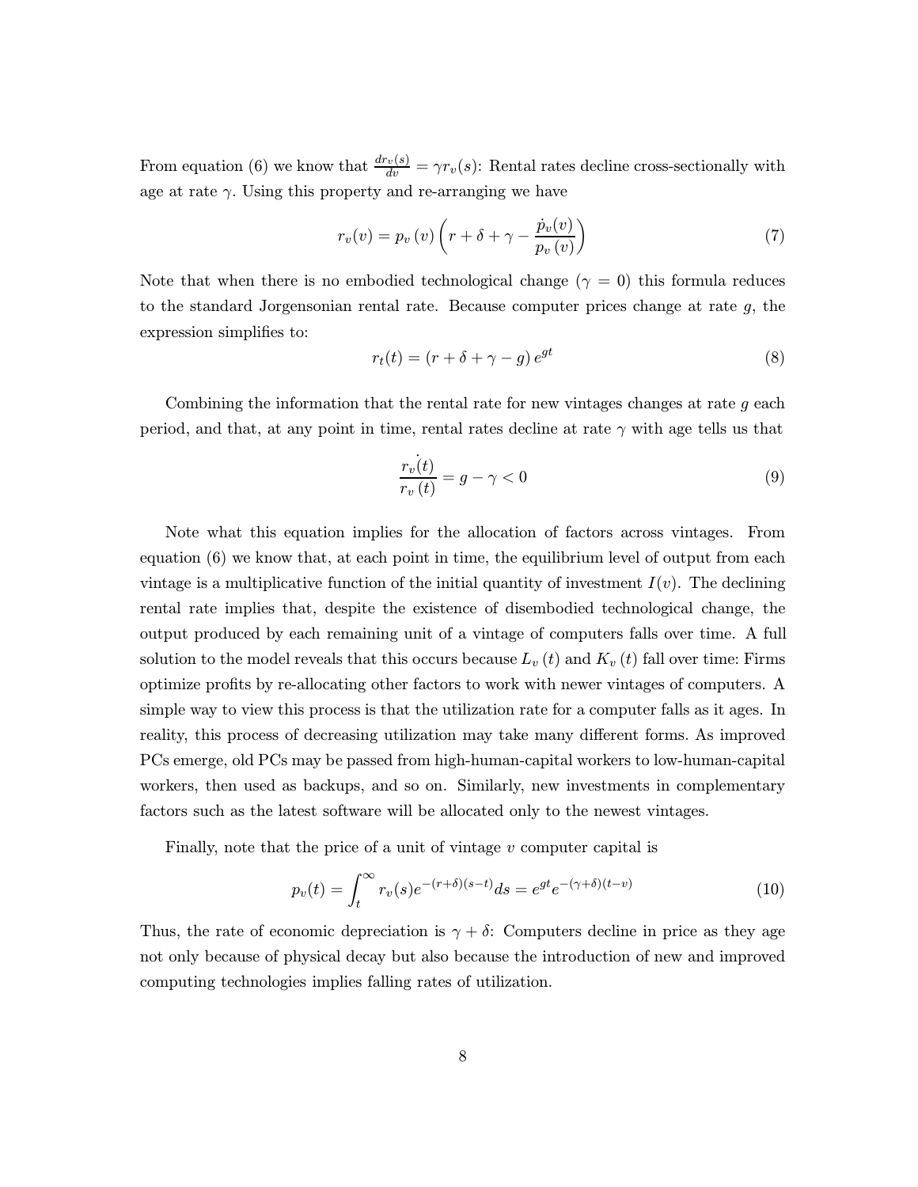From equation (6) we know that $\frac{dr_v(s)}{dv} = \gamma r_v(s)$: Rental rates decline cross-sectionally with age at rate $\gamma$. Using this property and re-arranging we have

$$r_v(v) = p_v(v)\left(r + \delta + \gamma - \frac{\dot{p}_v(v)}{p_v(v)}\right) \tag{7}$$

Note that when there is no embodied technological change ($\gamma = 0$) this formula reduces to the standard Jorgensonian rental rate. Because computer prices change at rate $g$, the expression simplifies to:

$$r_t(t) = (r + \delta + \gamma - g)\, e^{gt} \tag{8}$$

Combining the information that the rental rate for new vintages changes at rate $g$ each period, and that, at any point in time, rental rates decline at rate $\gamma$ with age tells us that

$$\frac{\dot{r_v(t)}}{r_v(t)} = g - \gamma < 0 \tag{9}$$

Note what this equation implies for the allocation of factors across vintages. From equation (6) we know that, at each point in time, the equilibrium level of output from each vintage is a multiplicative function of the initial quantity of investment $I(v)$. The declining rental rate implies that, despite the existence of disembodied technological change, the output produced by each remaining unit of a vintage of computers falls over time. A full solution to the model reveals that this occurs because $L_v(t)$ and $K_v(t)$ fall over time: Firms optimize profits by re-allocating other factors to work with newer vintages of computers. A simple way to view this process is that the utilization rate for a computer falls as it ages. In reality, this process of decreasing utilization may take many different forms. As improved PCs emerge, old PCs may be passed from high-human-capital workers to low-human-capital workers, then used as backups, and so on. Similarly, new investments in complementary factors such as the latest software will be allocated only to the newest vintages.

Finally, note that the price of a unit of vintage $v$ computer capital is

$$p_v(t) = \int_t^{\infty} r_v(s) e^{-(r+\delta)(s-t)} ds = e^{gt} e^{-(\gamma+\delta)(t-v)} \tag{10}$$

Thus, the rate of economic depreciation is $\gamma + \delta$: Computers decline in price as they age not only because of physical decay but also because the introduction of new and improved computing technologies implies falling rates of utilization.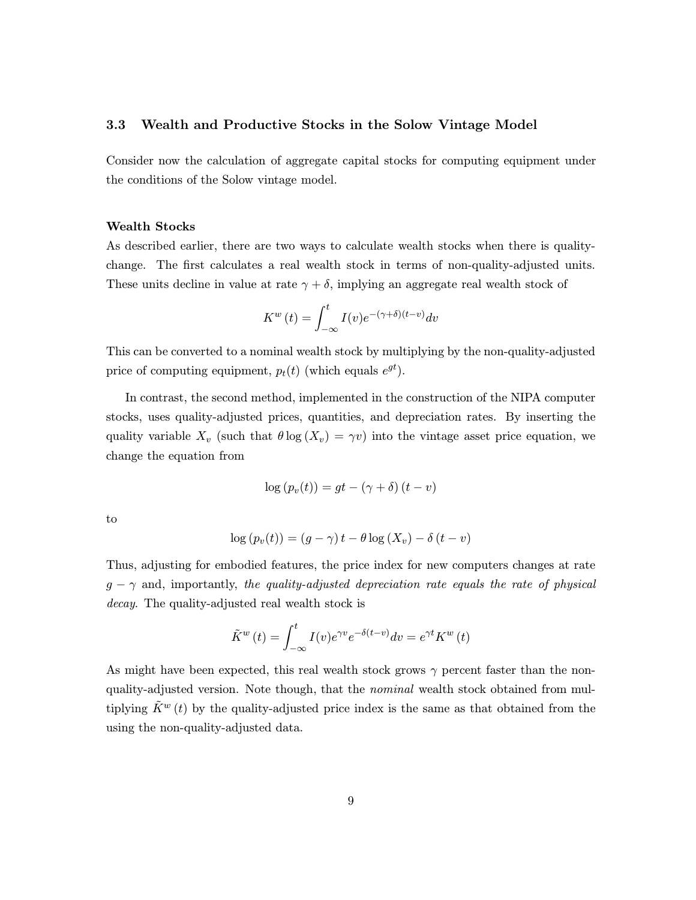### 3.3 Wealth and Productive Stocks in the Solow Vintage Model

Consider now the calculation of aggregate capital stocks for computing equipment under the conditions of the Solow vintage model.

**Wealth Stocks**

As described earlier, there are two ways to calculate wealth stocks when there is quality-change. The first calculates a real wealth stock in terms of non-quality-adjusted units. These units decline in value at rate $\gamma + \delta$, implying an aggregate real wealth stock of

$$K^w(t) = \int_{-\infty}^{t} I(v) e^{-(\gamma+\delta)(t-v)} dv$$

This can be converted to a nominal wealth stock by multiplying by the non-quality-adjusted price of computing equipment, $p_t(t)$ (which equals $e^{gt}$).

In contrast, the second method, implemented in the construction of the NIPA computer stocks, uses quality-adjusted prices, quantities, and depreciation rates. By inserting the quality variable $X_v$ (such that $\theta \log(X_v) = \gamma v$) into the vintage asset price equation, we change the equation from

$$\log(p_v(t)) = gt - (\gamma + \delta)(t - v)$$

to

$$\log(p_v(t)) = (g - \gamma)t - \theta \log(X_v) - \delta(t - v)$$

Thus, adjusting for embodied features, the price index for new computers changes at rate $g - \gamma$ and, importantly, *the quality-adjusted depreciation rate equals the rate of physical decay*. The quality-adjusted real wealth stock is

$$\tilde{K}^w(t) = \int_{-\infty}^{t} I(v) e^{\gamma v} e^{-\delta(t-v)} dv = e^{\gamma t} K^w(t)$$

As might have been expected, this real wealth stock grows $\gamma$ percent faster than the non-quality-adjusted version. Note though, that the *nominal* wealth stock obtained from multiplying $\tilde{K}^w(t)$ by the quality-adjusted price index is the same as that obtained from the using the non-quality-adjusted data.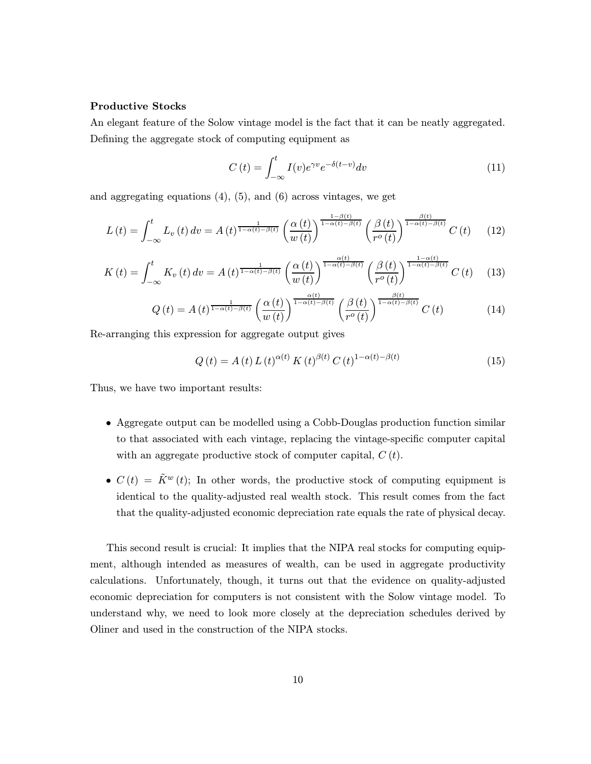**Productive Stocks**

An elegant feature of the Solow vintage model is the fact that it can be neatly aggregated. Defining the aggregate stock of computing equipment as

$$C(t) = \int_{-\infty}^{t} I(v) e^{\gamma v} e^{-\delta(t-v)} dv \tag{11}$$

and aggregating equations (4), (5), and (6) across vintages, we get

$$L(t) = \int_{-\infty}^{t} L_v(t)\, dv = A(t)^{\frac{1}{1-\alpha(t)-\beta(t)}} \left(\frac{\alpha(t)}{w(t)}\right)^{\frac{1-\beta(t)}{1-\alpha(t)-\beta(t)}} \left(\frac{\beta(t)}{r^o(t)}\right)^{\frac{\beta(t)}{1-\alpha(t)-\beta(t)}} C(t) \tag{12}$$

$$K(t) = \int_{-\infty}^{t} K_v(t)\, dv = A(t)^{\frac{1}{1-\alpha(t)-\beta(t)}} \left(\frac{\alpha(t)}{w(t)}\right)^{\frac{\alpha(t)}{1-\alpha(t)-\beta(t)}} \left(\frac{\beta(t)}{r^o(t)}\right)^{\frac{1-\alpha(t)}{1-\alpha(t)-\beta(t)}} C(t) \tag{13}$$

$$Q(t) = A(t)^{\frac{1}{1-\alpha(t)-\beta(t)}} \left(\frac{\alpha(t)}{w(t)}\right)^{\frac{\alpha(t)}{1-\alpha(t)-\beta(t)}} \left(\frac{\beta(t)}{r^o(t)}\right)^{\frac{\beta(t)}{1-\alpha(t)-\beta(t)}} C(t) \tag{14}$$

Re-arranging this expression for aggregate output gives

$$Q(t) = A(t)\, L(t)^{\alpha(t)}\, K(t)^{\beta(t)}\, C(t)^{1-\alpha(t)-\beta(t)} \tag{15}$$

Thus, we have two important results:

- Aggregate output can be modelled using a Cobb-Douglas production function similar to that associated with each vintage, replacing the vintage-specific computer capital with an aggregate productive stock of computer capital, $C(t)$.
- $C(t) = \tilde{K}^w(t)$; In other words, the productive stock of computing equipment is identical to the quality-adjusted real wealth stock. This result comes from the fact that the quality-adjusted economic depreciation rate equals the rate of physical decay.

This second result is crucial: It implies that the NIPA real stocks for computing equipment, although intended as measures of wealth, can be used in aggregate productivity calculations. Unfortunately, though, it turns out that the evidence on quality-adjusted economic depreciation for computers is not consistent with the Solow vintage model. To understand why, we need to look more closely at the depreciation schedules derived by Oliner and used in the construction of the NIPA stocks.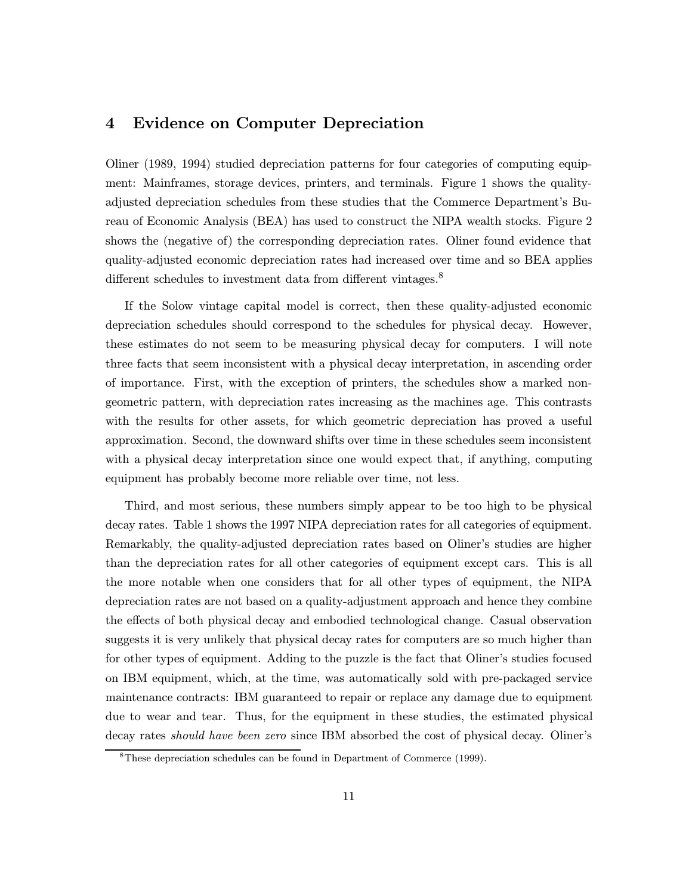## 4 Evidence on Computer Depreciation

Oliner (1989, 1994) studied depreciation patterns for four categories of computing equipment: Mainframes, storage devices, printers, and terminals. Figure 1 shows the quality-adjusted depreciation schedules from these studies that the Commerce Department's Bureau of Economic Analysis (BEA) has used to construct the NIPA wealth stocks. Figure 2 shows the (negative of) the corresponding depreciation rates. Oliner found evidence that quality-adjusted economic depreciation rates had increased over time and so BEA applies different schedules to investment data from different vintages.[8]

If the Solow vintage capital model is correct, then these quality-adjusted economic depreciation schedules should correspond to the schedules for physical decay. However, these estimates do not seem to be measuring physical decay for computers. I will note three facts that seem inconsistent with a physical decay interpretation, in ascending order of importance. First, with the exception of printers, the schedules show a marked non-geometric pattern, with depreciation rates increasing as the machines age. This contrasts with the results for other assets, for which geometric depreciation has proved a useful approximation. Second, the downward shifts over time in these schedules seem inconsistent with a physical decay interpretation since one would expect that, if anything, computing equipment has probably become more reliable over time, not less.

Third, and most serious, these numbers simply appear to be too high to be physical decay rates. Table 1 shows the 1997 NIPA depreciation rates for all categories of equipment. Remarkably, the quality-adjusted depreciation rates based on Oliner's studies are higher than the depreciation rates for all other categories of equipment except cars. This is all the more notable when one considers that for all other types of equipment, the NIPA depreciation rates are not based on a quality-adjustment approach and hence they combine the effects of both physical decay and embodied technological change. Casual observation suggests it is very unlikely that physical decay rates for computers are so much higher than for other types of equipment. Adding to the puzzle is the fact that Oliner's studies focused on IBM equipment, which, at the time, was automatically sold with pre-packaged service maintenance contracts: IBM guaranteed to repair or replace any damage due to equipment due to wear and tear. Thus, for the equipment in these studies, the estimated physical decay rates *should have been zero* since IBM absorbed the cost of physical decay. Oliner's

[8] These depreciation schedules can be found in Department of Commerce (1999).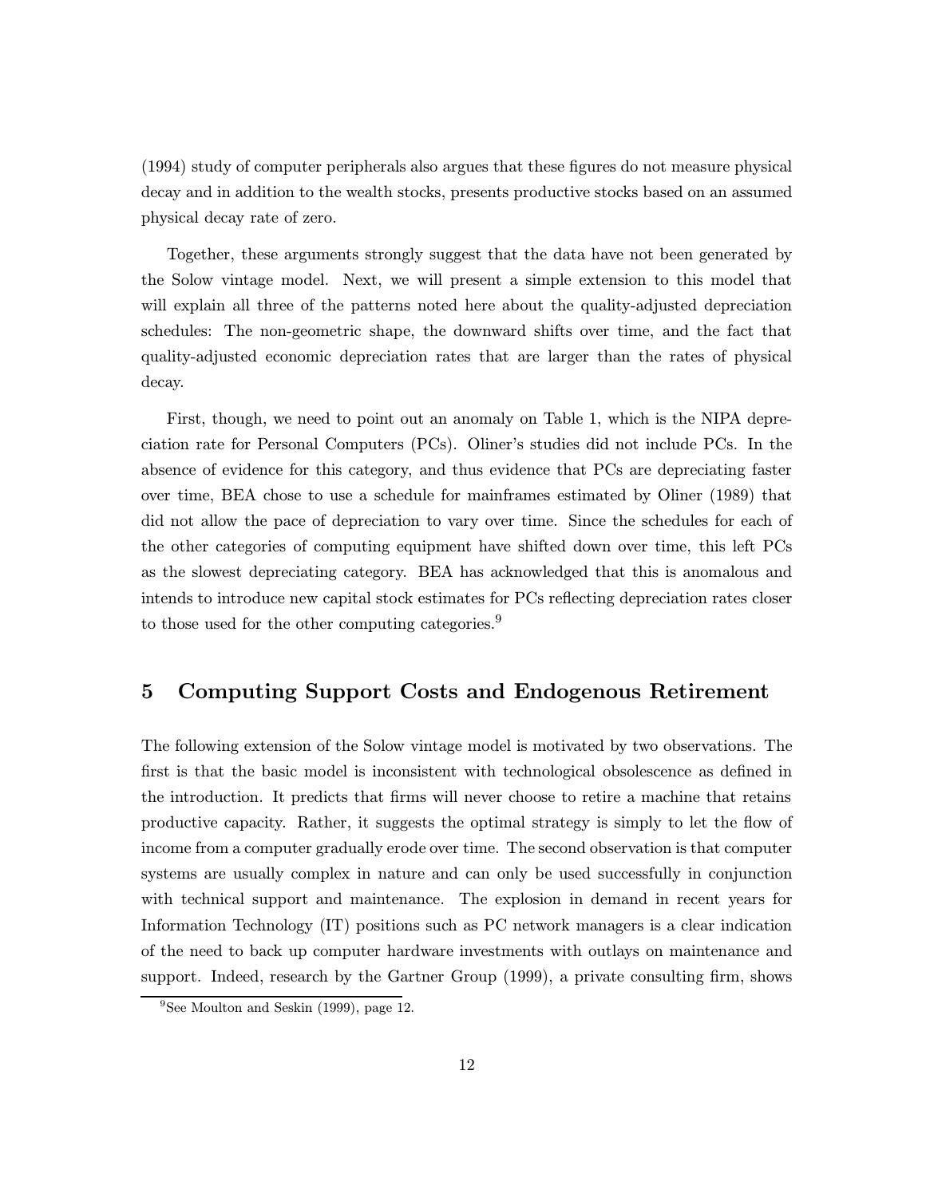(1994) study of computer peripherals also argues that these figures do not measure physical decay and in addition to the wealth stocks, presents productive stocks based on an assumed physical decay rate of zero.

Together, these arguments strongly suggest that the data have not been generated by the Solow vintage model. Next, we will present a simple extension to this model that will explain all three of the patterns noted here about the quality-adjusted depreciation schedules: The non-geometric shape, the downward shifts over time, and the fact that quality-adjusted economic depreciation rates that are larger than the rates of physical decay.

First, though, we need to point out an anomaly on Table 1, which is the NIPA depreciation rate for Personal Computers (PCs). Oliner's studies did not include PCs. In the absence of evidence for this category, and thus evidence that PCs are depreciating faster over time, BEA chose to use a schedule for mainframes estimated by Oliner (1989) that did not allow the pace of depreciation to vary over time. Since the schedules for each of the other categories of computing equipment have shifted down over time, this left PCs as the slowest depreciating category. BEA has acknowledged that this is anomalous and intends to introduce new capital stock estimates for PCs reflecting depreciation rates closer to those used for the other computing categories.[9]

## 5 Computing Support Costs and Endogenous Retirement

The following extension of the Solow vintage model is motivated by two observations. The first is that the basic model is inconsistent with technological obsolescence as defined in the introduction. It predicts that firms will never choose to retire a machine that retains productive capacity. Rather, it suggests the optimal strategy is simply to let the flow of income from a computer gradually erode over time. The second observation is that computer systems are usually complex in nature and can only be used successfully in conjunction with technical support and maintenance. The explosion in demand in recent years for Information Technology (IT) positions such as PC network managers is a clear indication of the need to back up computer hardware investments with outlays on maintenance and support. Indeed, research by the Gartner Group (1999), a private consulting firm, shows

[9] See Moulton and Seskin (1999), page 12.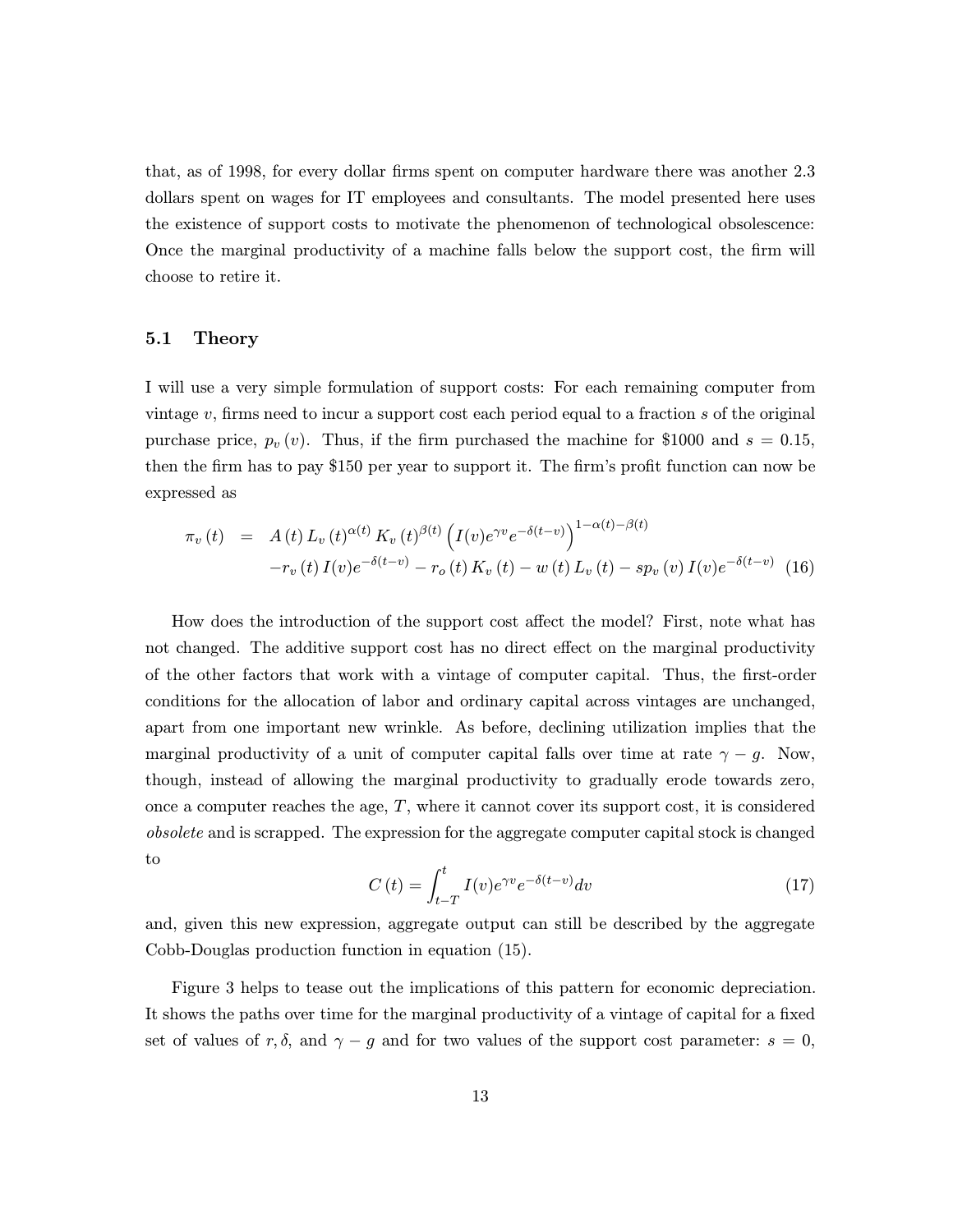that, as of 1998, for every dollar firms spent on computer hardware there was another 2.3 dollars spent on wages for IT employees and consultants. The model presented here uses the existence of support costs to motivate the phenomenon of technological obsolescence: Once the marginal productivity of a machine falls below the support cost, the firm will choose to retire it.

### 5.1 Theory

I will use a very simple formulation of support costs: For each remaining computer from vintage $v$, firms need to incur a support cost each period equal to a fraction $s$ of the original purchase price, $p_v(v)$. Thus, if the firm purchased the machine for \$1000 and $s = 0.15$, then the firm has to pay \$150 per year to support it. The firm's profit function can now be expressed as

$$\begin{aligned} \pi_v(t) &= A(t) L_v(t)^{\alpha(t)} K_v(t)^{\beta(t)} \left( I(v) e^{\gamma v} e^{-\delta(t-v)} \right)^{1-\alpha(t)-\beta(t)} \\ &\quad - r_v(t) I(v) e^{-\delta(t-v)} - r_o(t) K_v(t) - w(t) L_v(t) - s p_v(v) I(v) e^{-\delta(t-v)} \end{aligned} \tag{16}$$

How does the introduction of the support cost affect the model? First, note what has not changed. The additive support cost has no direct effect on the marginal productivity of the other factors that work with a vintage of computer capital. Thus, the first-order conditions for the allocation of labor and ordinary capital across vintages are unchanged, apart from one important new wrinkle. As before, declining utilization implies that the marginal productivity of a unit of computer capital falls over time at rate $\gamma - g$. Now, though, instead of allowing the marginal productivity to gradually erode towards zero, once a computer reaches the age, $T$, where it cannot cover its support cost, it is considered *obsolete* and is scrapped. The expression for the aggregate computer capital stock is changed to

$$C(t) = \int_{t-T}^{t} I(v) e^{\gamma v} e^{-\delta(t-v)} dv \tag{17}$$

and, given this new expression, aggregate output can still be described by the aggregate Cobb-Douglas production function in equation (15).

Figure 3 helps to tease out the implications of this pattern for economic depreciation. It shows the paths over time for the marginal productivity of a vintage of capital for a fixed set of values of $r, \delta$, and $\gamma - g$ and for two values of the support cost parameter: $s = 0$,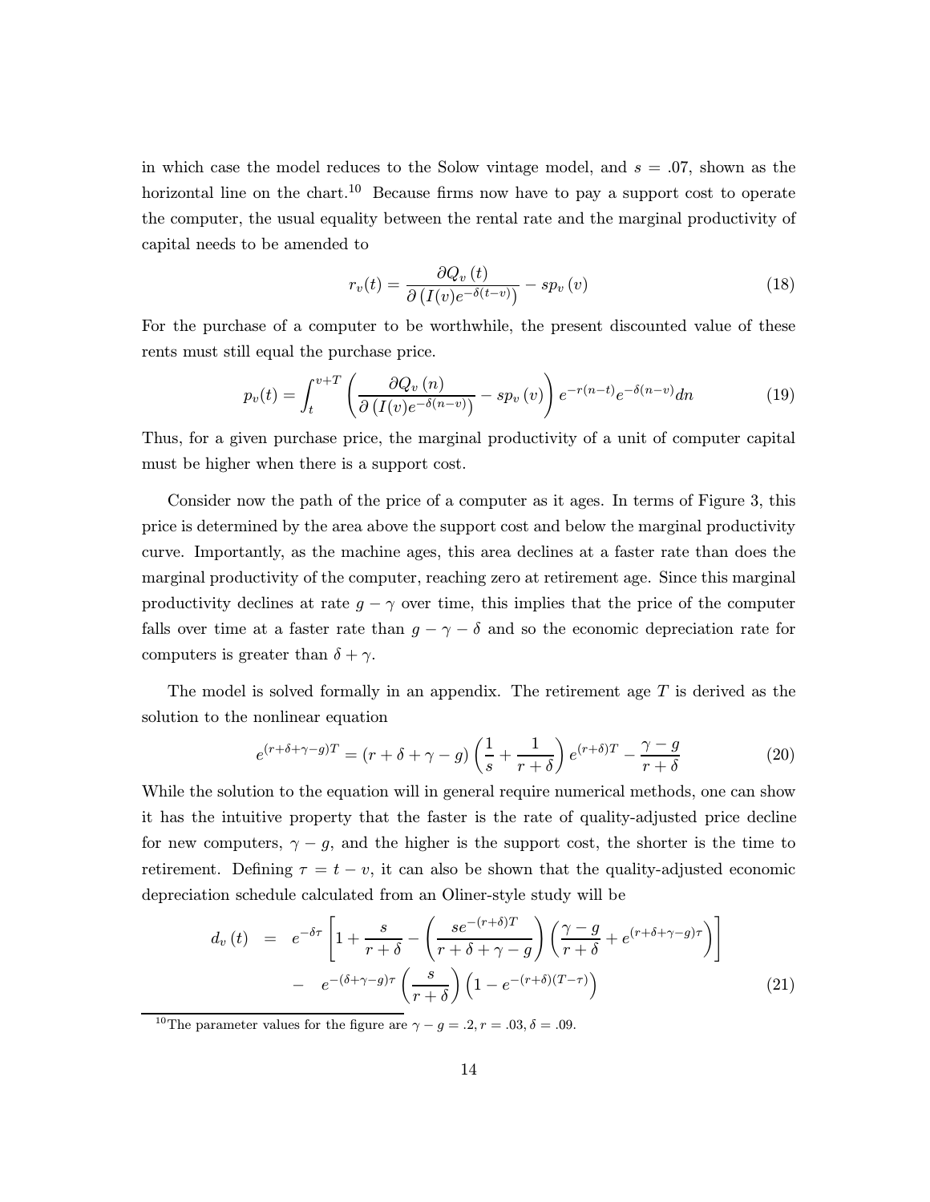in which case the model reduces to the Solow vintage model, and $s = .07$, shown as the horizontal line on the chart.[10] Because firms now have to pay a support cost to operate the computer, the usual equality between the rental rate and the marginal productivity of capital needs to be amended to

$$r_v(t) = \frac{\partial Q_v(t)}{\partial \left(I(v)e^{-\delta(t-v)}\right)} - sp_v(v) \tag{18}$$

For the purchase of a computer to be worthwhile, the present discounted value of these rents must still equal the purchase price.

$$p_v(t) = \int_t^{v+T} \left( \frac{\partial Q_v(n)}{\partial \left(I(v)e^{-\delta(n-v)}\right)} - sp_v(v) \right) e^{-r(n-t)} e^{-\delta(n-v)} dn \tag{19}$$

Thus, for a given purchase price, the marginal productivity of a unit of computer capital must be higher when there is a support cost.

Consider now the path of the price of a computer as it ages. In terms of Figure 3, this price is determined by the area above the support cost and below the marginal productivity curve. Importantly, as the machine ages, this area declines at a faster rate than does the marginal productivity of the computer, reaching zero at retirement age. Since this marginal productivity declines at rate $g - \gamma$ over time, this implies that the price of the computer falls over time at a faster rate than $g - \gamma - \delta$ and so the economic depreciation rate for computers is greater than $\delta + \gamma$.

The model is solved formally in an appendix. The retirement age $T$ is derived as the solution to the nonlinear equation

$$e^{(r+\delta+\gamma-g)T} = (r + \delta + \gamma - g) \left( \frac{1}{s} + \frac{1}{r+\delta} \right) e^{(r+\delta)T} - \frac{\gamma - g}{r+\delta} \tag{20}$$

While the solution to the equation will in general require numerical methods, one can show it has the intuitive property that the faster is the rate of quality-adjusted price decline for new computers, $\gamma - g$, and the higher is the support cost, the shorter is the time to retirement. Defining $\tau = t - v$, it can also be shown that the quality-adjusted economic depreciation schedule calculated from an Oliner-style study will be

$$\begin{aligned} d_v(t) &= e^{-\delta\tau} \left[ 1 + \frac{s}{r+\delta} - \left( \frac{se^{-(r+\delta)T}}{r+\delta+\gamma-g} \right) \left( \frac{\gamma-g}{r+\delta} + e^{(r+\delta+\gamma-g)\tau} \right) \right] \\ &\quad - e^{-(\delta+\gamma-g)\tau} \left( \frac{s}{r+\delta} \right) \left( 1 - e^{-(r+\delta)(T-\tau)} \right) \end{aligned} \tag{21}$$

[10] The parameter values for the figure are $\gamma - g = .2, r = .03, \delta = .09$.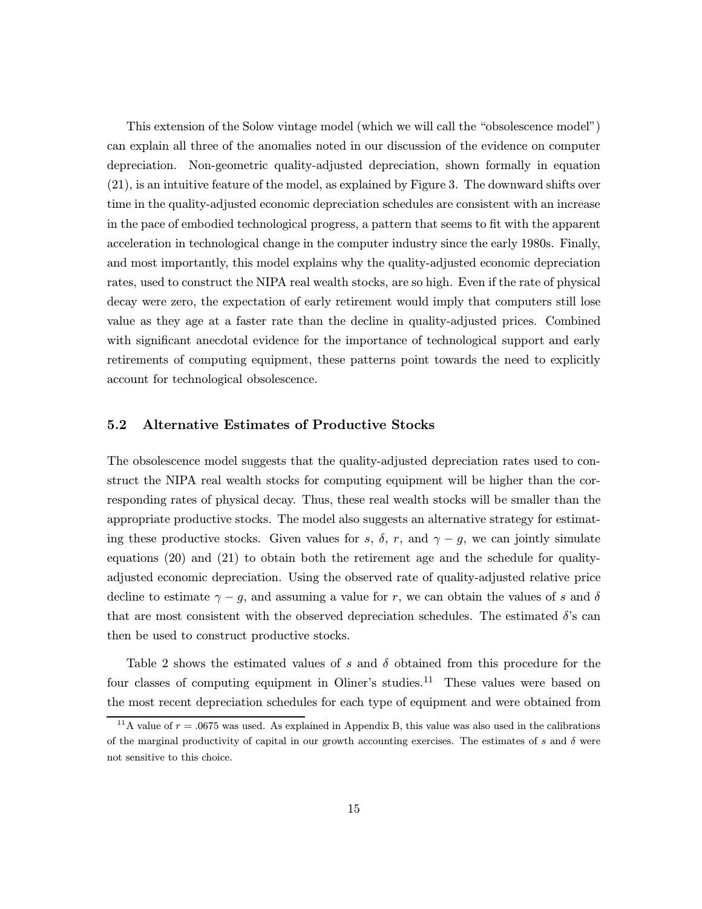This extension of the Solow vintage model (which we will call the "obsolescence model") can explain all three of the anomalies noted in our discussion of the evidence on computer depreciation. Non-geometric quality-adjusted depreciation, shown formally in equation (21), is an intuitive feature of the model, as explained by Figure 3. The downward shifts over time in the quality-adjusted economic depreciation schedules are consistent with an increase in the pace of embodied technological progress, a pattern that seems to fit with the apparent acceleration in technological change in the computer industry since the early 1980s. Finally, and most importantly, this model explains why the quality-adjusted economic depreciation rates, used to construct the NIPA real wealth stocks, are so high. Even if the rate of physical decay were zero, the expectation of early retirement would imply that computers still lose value as they age at a faster rate than the decline in quality-adjusted prices. Combined with significant anecdotal evidence for the importance of technological support and early retirements of computing equipment, these patterns point towards the need to explicitly account for technological obsolescence.

### 5.2 Alternative Estimates of Productive Stocks

The obsolescence model suggests that the quality-adjusted depreciation rates used to construct the NIPA real wealth stocks for computing equipment will be higher than the corresponding rates of physical decay. Thus, these real wealth stocks will be smaller than the appropriate productive stocks. The model also suggests an alternative strategy for estimating these productive stocks. Given values for $s$, $\delta$, $r$, and $\gamma - g$, we can jointly simulate equations (20) and (21) to obtain both the retirement age and the schedule for quality-adjusted economic depreciation. Using the observed rate of quality-adjusted relative price decline to estimate $\gamma - g$, and assuming a value for $r$, we can obtain the values of $s$ and $\delta$ that are most consistent with the observed depreciation schedules. The estimated $\delta$'s can then be used to construct productive stocks.

Table 2 shows the estimated values of $s$ and $\delta$ obtained from this procedure for the four classes of computing equipment in Oliner's studies.[11] These values were based on the most recent depreciation schedules for each type of equipment and were obtained from

[11] A value of $r = .0675$ was used. As explained in Appendix B, this value was also used in the calibrations of the marginal productivity of capital in our growth accounting exercises. The estimates of $s$ and $\delta$ were not sensitive to this choice.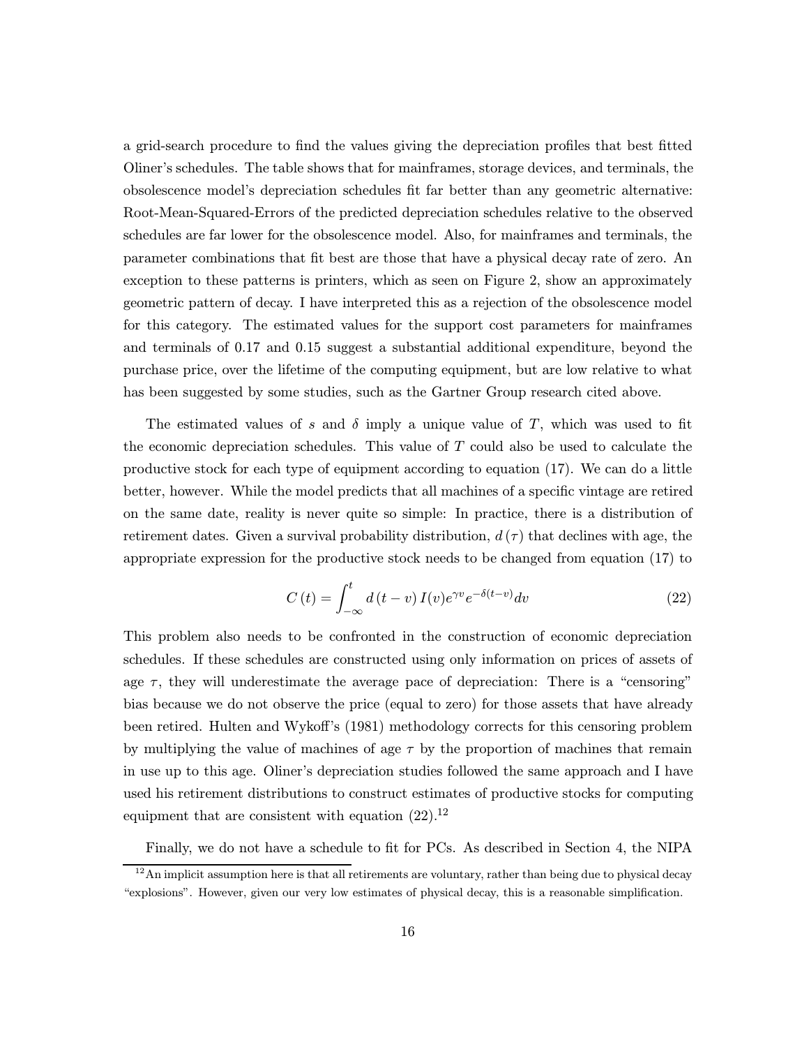a grid-search procedure to find the values giving the depreciation profiles that best fitted Oliner's schedules. The table shows that for mainframes, storage devices, and terminals, the obsolescence model's depreciation schedules fit far better than any geometric alternative: Root-Mean-Squared-Errors of the predicted depreciation schedules relative to the observed schedules are far lower for the obsolescence model. Also, for mainframes and terminals, the parameter combinations that fit best are those that have a physical decay rate of zero. An exception to these patterns is printers, which as seen on Figure 2, show an approximately geometric pattern of decay. I have interpreted this as a rejection of the obsolescence model for this category. The estimated values for the support cost parameters for mainframes and terminals of 0.17 and 0.15 suggest a substantial additional expenditure, beyond the purchase price, over the lifetime of the computing equipment, but are low relative to what has been suggested by some studies, such as the Gartner Group research cited above.

The estimated values of $s$ and $\delta$ imply a unique value of $T$, which was used to fit the economic depreciation schedules. This value of $T$ could also be used to calculate the productive stock for each type of equipment according to equation (17). We can do a little better, however. While the model predicts that all machines of a specific vintage are retired on the same date, reality is never quite so simple: In practice, there is a distribution of retirement dates. Given a survival probability distribution, $d(\tau)$ that declines with age, the appropriate expression for the productive stock needs to be changed from equation (17) to

$$C(t) = \int_{-\infty}^{t} d(t-v)\, I(v) e^{\gamma v} e^{-\delta(t-v)} dv \tag{22}$$

This problem also needs to be confronted in the construction of economic depreciation schedules. If these schedules are constructed using only information on prices of assets of age $\tau$, they will underestimate the average pace of depreciation: There is a "censoring" bias because we do not observe the price (equal to zero) for those assets that have already been retired. Hulten and Wykoff's (1981) methodology corrects for this censoring problem by multiplying the value of machines of age $\tau$ by the proportion of machines that remain in use up to this age. Oliner's depreciation studies followed the same approach and I have used his retirement distributions to construct estimates of productive stocks for computing equipment that are consistent with equation (22).[12]

Finally, we do not have a schedule to fit for PCs. As described in Section 4, the NIPA

[12] An implicit assumption here is that all retirements are voluntary, rather than being due to physical decay "explosions". However, given our very low estimates of physical decay, this is a reasonable simplification.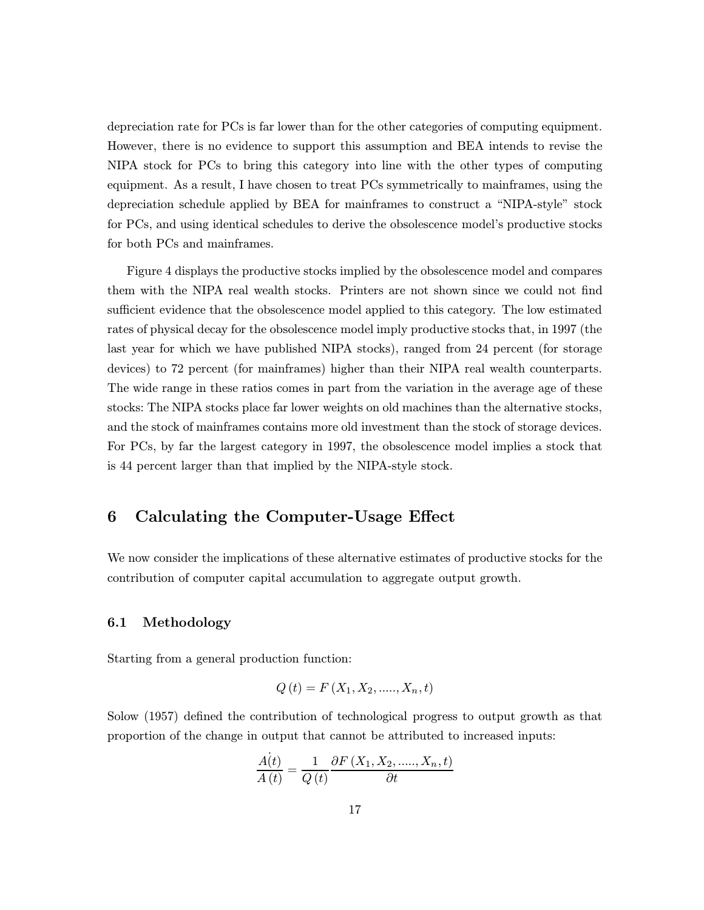depreciation rate for PCs is far lower than for the other categories of computing equipment. However, there is no evidence to support this assumption and BEA intends to revise the NIPA stock for PCs to bring this category into line with the other types of computing equipment. As a result, I have chosen to treat PCs symmetrically to mainframes, using the depreciation schedule applied by BEA for mainframes to construct a "NIPA-style" stock for PCs, and using identical schedules to derive the obsolescence model's productive stocks for both PCs and mainframes.

Figure 4 displays the productive stocks implied by the obsolescence model and compares them with the NIPA real wealth stocks. Printers are not shown since we could not find sufficient evidence that the obsolescence model applied to this category. The low estimated rates of physical decay for the obsolescence model imply productive stocks that, in 1997 (the last year for which we have published NIPA stocks), ranged from 24 percent (for storage devices) to 72 percent (for mainframes) higher than their NIPA real wealth counterparts. The wide range in these ratios comes in part from the variation in the average age of these stocks: The NIPA stocks place far lower weights on old machines than the alternative stocks, and the stock of mainframes contains more old investment than the stock of storage devices. For PCs, by far the largest category in 1997, the obsolescence model implies a stock that is 44 percent larger than that implied by the NIPA-style stock.

# 6 Calculating the Computer-Usage Effect

We now consider the implications of these alternative estimates of productive stocks for the contribution of computer capital accumulation to aggregate output growth.

## 6.1 Methodology

Starting from a general production function:

$$Q(t) = F(X_1, X_2, ....., X_n, t)$$

Solow (1957) defined the contribution of technological progress to output growth as that proportion of the change in output that cannot be attributed to increased inputs:

$$\frac{\dot{A(t)}}{A(t)} = \frac{1}{Q(t)} \frac{\partial F(X_1, X_2, ....., X_n, t)}{\partial t}$$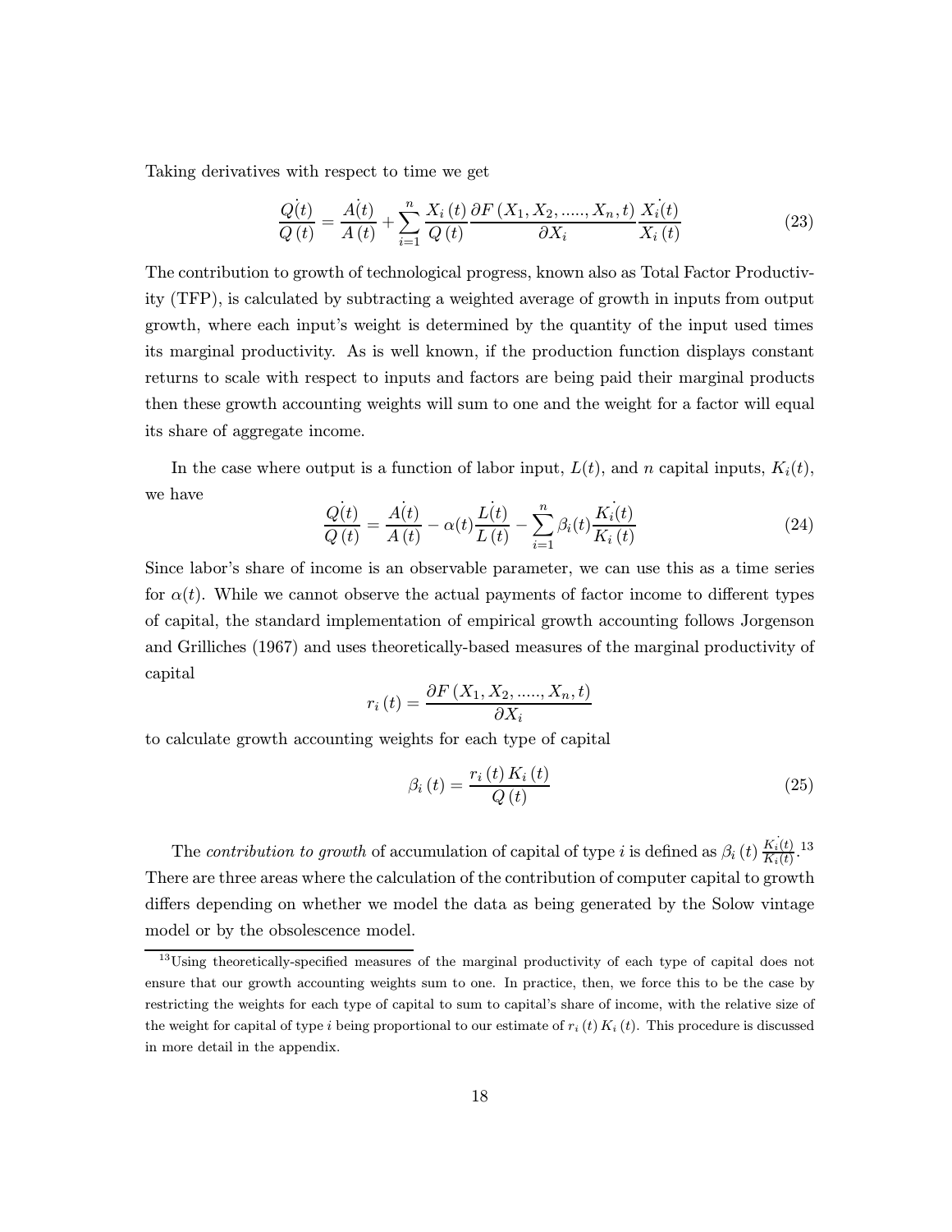Taking derivatives with respect to time we get

$$\frac{\dot{Q(t)}}{Q(t)} = \frac{\dot{A(t)}}{A(t)} + \sum_{i=1}^{n} \frac{X_i(t)}{Q(t)} \frac{\partial F(X_1, X_2, ....., X_n, t)}{\partial X_i} \frac{\dot{X_i(t)}}{X_i(t)} \tag{23}$$

The contribution to growth of technological progress, known also as Total Factor Productivity (TFP), is calculated by subtracting a weighted average of growth in inputs from output growth, where each input's weight is determined by the quantity of the input used times its marginal productivity. As is well known, if the production function displays constant returns to scale with respect to inputs and factors are being paid their marginal products then these growth accounting weights will sum to one and the weight for a factor will equal its share of aggregate income.

In the case where output is a function of labor input, $L(t)$, and $n$ capital inputs, $K_i(t)$, we have

$$\frac{\dot{Q(t)}}{Q(t)} = \frac{\dot{A(t)}}{A(t)} - \alpha(t)\frac{\dot{L(t)}}{L(t)} - \sum_{i=1}^{n} \beta_i(t)\frac{\dot{K_i(t)}}{K_i(t)} \tag{24}$$

Since labor's share of income is an observable parameter, we can use this as a time series for $\alpha(t)$. While we cannot observe the actual payments of factor income to different types of capital, the standard implementation of empirical growth accounting follows Jorgenson and Grilliches (1967) and uses theoretically-based measures of the marginal productivity of capital

$$r_i(t) = \frac{\partial F(X_1, X_2, ....., X_n, t)}{\partial X_i}$$

to calculate growth accounting weights for each type of capital

$$\beta_i(t) = \frac{r_i(t) K_i(t)}{Q(t)} \tag{25}$$

The *contribution to growth* of accumulation of capital of type $i$ is defined as $\beta_i(t)\frac{\dot{K_i(t)}}{K_i(t)}$.[13] There are three areas where the calculation of the contribution of computer capital to growth differs depending on whether we model the data as being generated by the Solow vintage model or by the obsolescence model.

[13]Using theoretically-specified measures of the marginal productivity of each type of capital does not ensure that our growth accounting weights sum to one. In practice, then, we force this to be the case by restricting the weights for each type of capital to sum to capital's share of income, with the relative size of the weight for capital of type $i$ being proportional to our estimate of $r_i(t) K_i(t)$. This procedure is discussed in more detail in the appendix.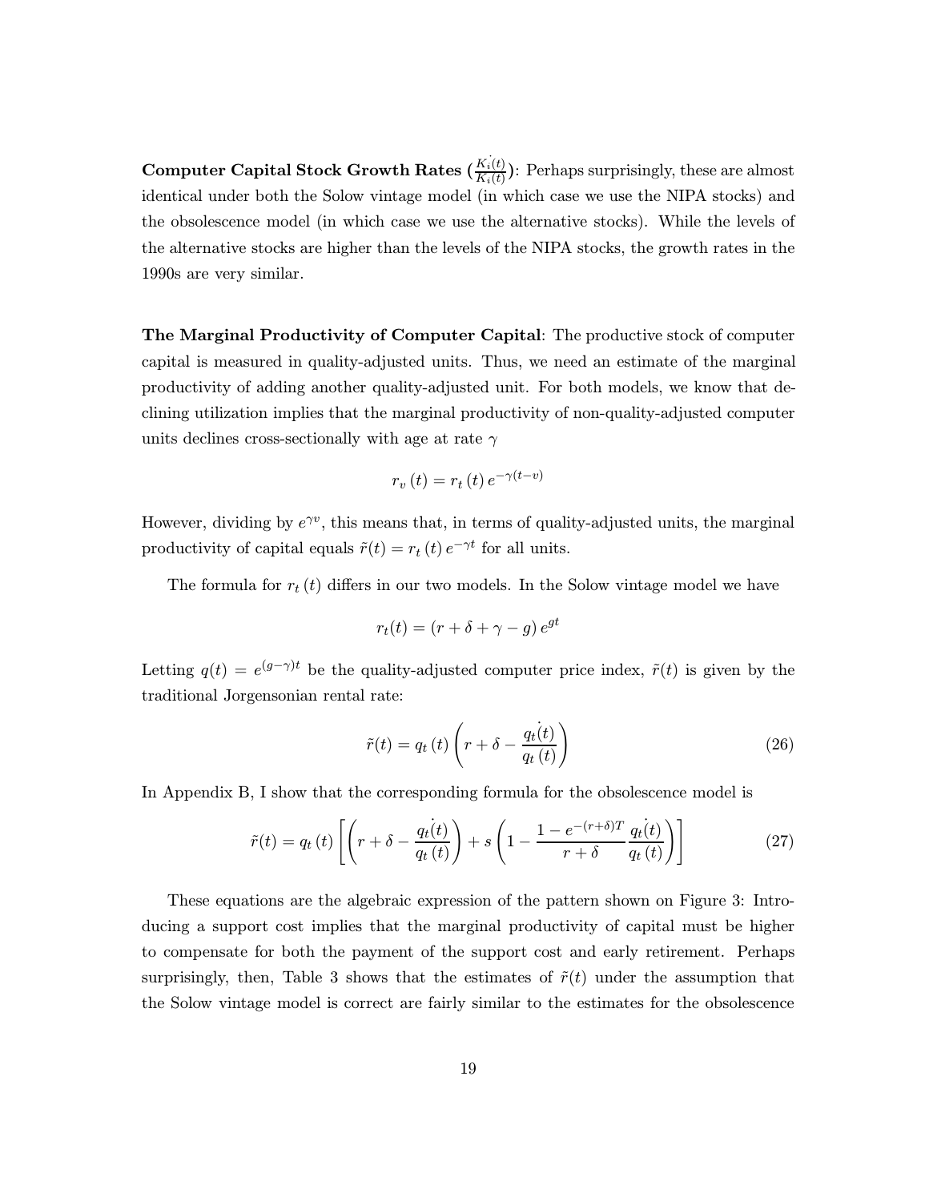**Computer Capital Stock Growth Rates ($\frac{\dot{K_i(t)}}{K_i(t)}$)**: Perhaps surprisingly, these are almost identical under both the Solow vintage model (in which case we use the NIPA stocks) and the obsolescence model (in which case we use the alternative stocks). While the levels of the alternative stocks are higher than the levels of the NIPA stocks, the growth rates in the 1990s are very similar.

**The Marginal Productivity of Computer Capital**: The productive stock of computer capital is measured in quality-adjusted units. Thus, we need an estimate of the marginal productivity of adding another quality-adjusted unit. For both models, we know that declining utilization implies that the marginal productivity of non-quality-adjusted computer units declines cross-sectionally with age at rate $\gamma$

$$r_v(t) = r_t(t) e^{-\gamma(t-v)}$$

However, dividing by $e^{\gamma v}$, this means that, in terms of quality-adjusted units, the marginal productivity of capital equals $\tilde{r}(t) = r_t(t) e^{-\gamma t}$ for all units.

The formula for $r_t(t)$ differs in our two models. In the Solow vintage model we have

$$r_t(t) = (r + \delta + \gamma - g) e^{gt}$$

Letting $q(t) = e^{(g-\gamma)t}$ be the quality-adjusted computer price index, $\tilde{r}(t)$ is given by the traditional Jorgensonian rental rate:

$$\tilde{r}(t) = q_t(t) \left( r + \delta - \frac{\dot{q_t(t)}}{q_t(t)} \right) \tag{26}$$

In Appendix B, I show that the corresponding formula for the obsolescence model is

$$\tilde{r}(t) = q_t(t) \left[ \left( r + \delta - \frac{\dot{q_t(t)}}{q_t(t)} \right) + s \left( 1 - \frac{1 - e^{-(r+\delta)T}}{r + \delta} \frac{\dot{q_t(t)}}{q_t(t)} \right) \right] \tag{27}$$

These equations are the algebraic expression of the pattern shown on Figure 3: Introducing a support cost implies that the marginal productivity of capital must be higher to compensate for both the payment of the support cost and early retirement. Perhaps surprisingly, then, Table 3 shows that the estimates of $\tilde{r}(t)$ under the assumption that the Solow vintage model is correct are fairly similar to the estimates for the obsolescence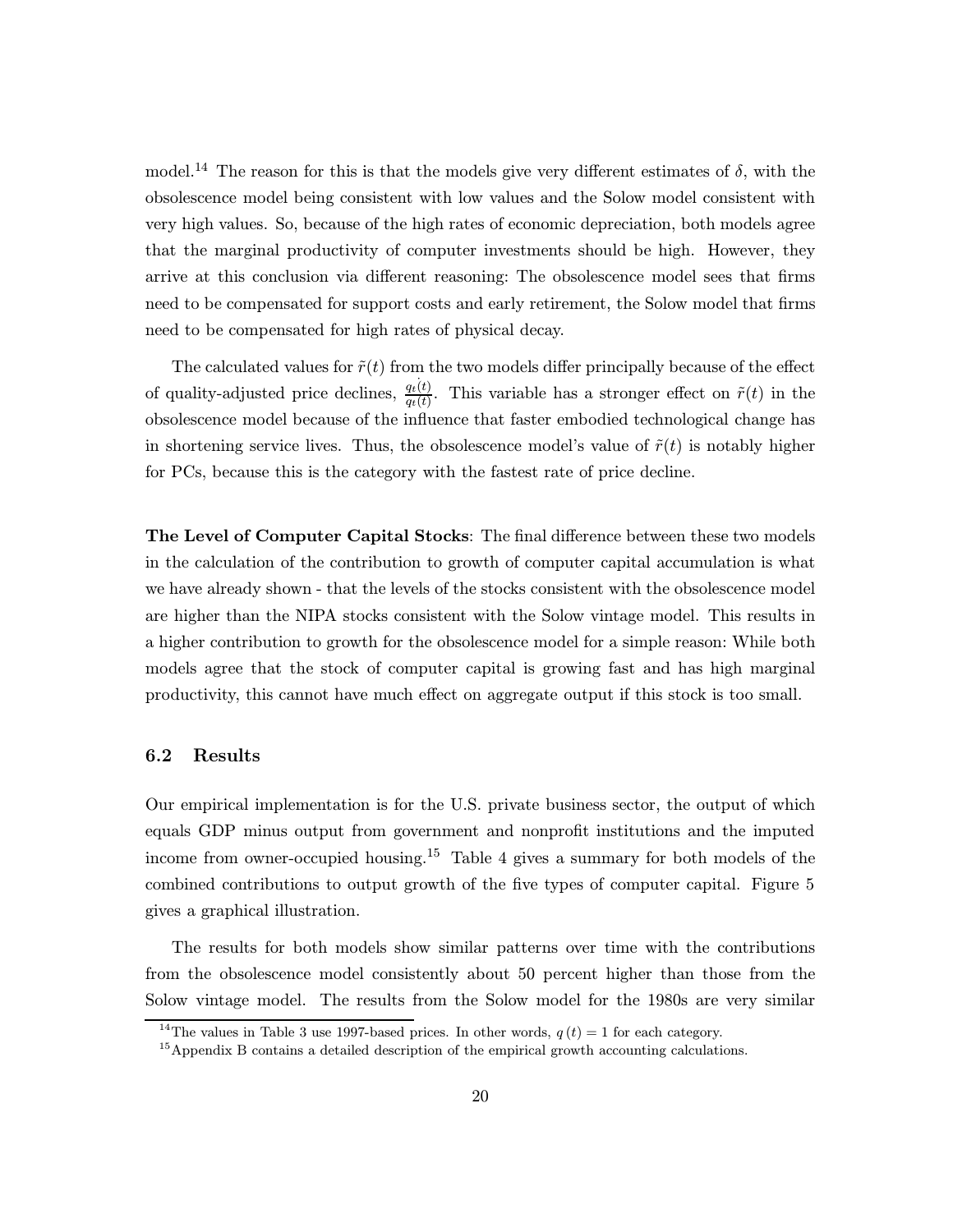model.[14] The reason for this is that the models give very different estimates of $\delta$, with the obsolescence model being consistent with low values and the Solow model consistent with very high values. So, because of the high rates of economic depreciation, both models agree that the marginal productivity of computer investments should be high. However, they arrive at this conclusion via different reasoning: The obsolescence model sees that firms need to be compensated for support costs and early retirement, the Solow model that firms need to be compensated for high rates of physical decay.

The calculated values for $\tilde{r}(t)$ from the two models differ principally because of the effect of quality-adjusted price declines, $\frac{\dot{q_t(t)}}{q_t(t)}$. This variable has a stronger effect on $\tilde{r}(t)$ in the obsolescence model because of the influence that faster embodied technological change has in shortening service lives. Thus, the obsolescence model's value of $\tilde{r}(t)$ is notably higher for PCs, because this is the category with the fastest rate of price decline.

**The Level of Computer Capital Stocks**: The final difference between these two models in the calculation of the contribution to growth of computer capital accumulation is what we have already shown - that the levels of the stocks consistent with the obsolescence model are higher than the NIPA stocks consistent with the Solow vintage model. This results in a higher contribution to growth for the obsolescence model for a simple reason: While both models agree that the stock of computer capital is growing fast and has high marginal productivity, this cannot have much effect on aggregate output if this stock is too small.

## 6.2 Results

Our empirical implementation is for the U.S. private business sector, the output of which equals GDP minus output from government and nonprofit institutions and the imputed income from owner-occupied housing.[15] Table 4 gives a summary for both models of the combined contributions to output growth of the five types of computer capital. Figure 5 gives a graphical illustration.

The results for both models show similar patterns over time with the contributions from the obsolescence model consistently about 50 percent higher than those from the Solow vintage model. The results from the Solow model for the 1980s are very similar

[14] The values in Table 3 use 1997-based prices. In other words, $q(t) = 1$ for each category.

[15] Appendix B contains a detailed description of the empirical growth accounting calculations.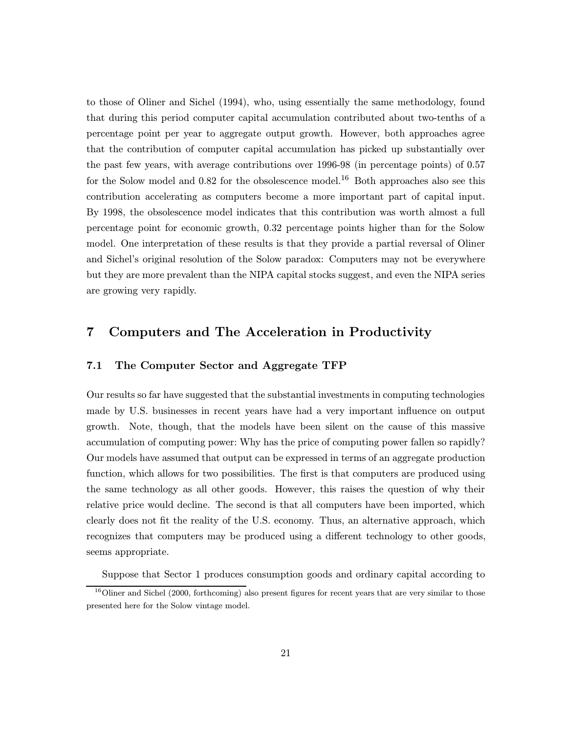to those of Oliner and Sichel (1994), who, using essentially the same methodology, found that during this period computer capital accumulation contributed about two-tenths of a percentage point per year to aggregate output growth. However, both approaches agree that the contribution of computer capital accumulation has picked up substantially over the past few years, with average contributions over 1996-98 (in percentage points) of 0.57 for the Solow model and 0.82 for the obsolescence model.[16] Both approaches also see this contribution accelerating as computers become a more important part of capital input. By 1998, the obsolescence model indicates that this contribution was worth almost a full percentage point for economic growth, 0.32 percentage points higher than for the Solow model. One interpretation of these results is that they provide a partial reversal of Oliner and Sichel's original resolution of the Solow paradox: Computers may not be everywhere but they are more prevalent than the NIPA capital stocks suggest, and even the NIPA series are growing very rapidly.

## 7 Computers and The Acceleration in Productivity

### 7.1 The Computer Sector and Aggregate TFP

Our results so far have suggested that the substantial investments in computing technologies made by U.S. businesses in recent years have had a very important influence on output growth. Note, though, that the models have been silent on the cause of this massive accumulation of computing power: Why has the price of computing power fallen so rapidly? Our models have assumed that output can be expressed in terms of an aggregate production function, which allows for two possibilities. The first is that computers are produced using the same technology as all other goods. However, this raises the question of why their relative price would decline. The second is that all computers have been imported, which clearly does not fit the reality of the U.S. economy. Thus, an alternative approach, which recognizes that computers may be produced using a different technology to other goods, seems appropriate.

Suppose that Sector 1 produces consumption goods and ordinary capital according to

[16] Oliner and Sichel (2000, forthcoming) also present figures for recent years that are very similar to those presented here for the Solow vintage model.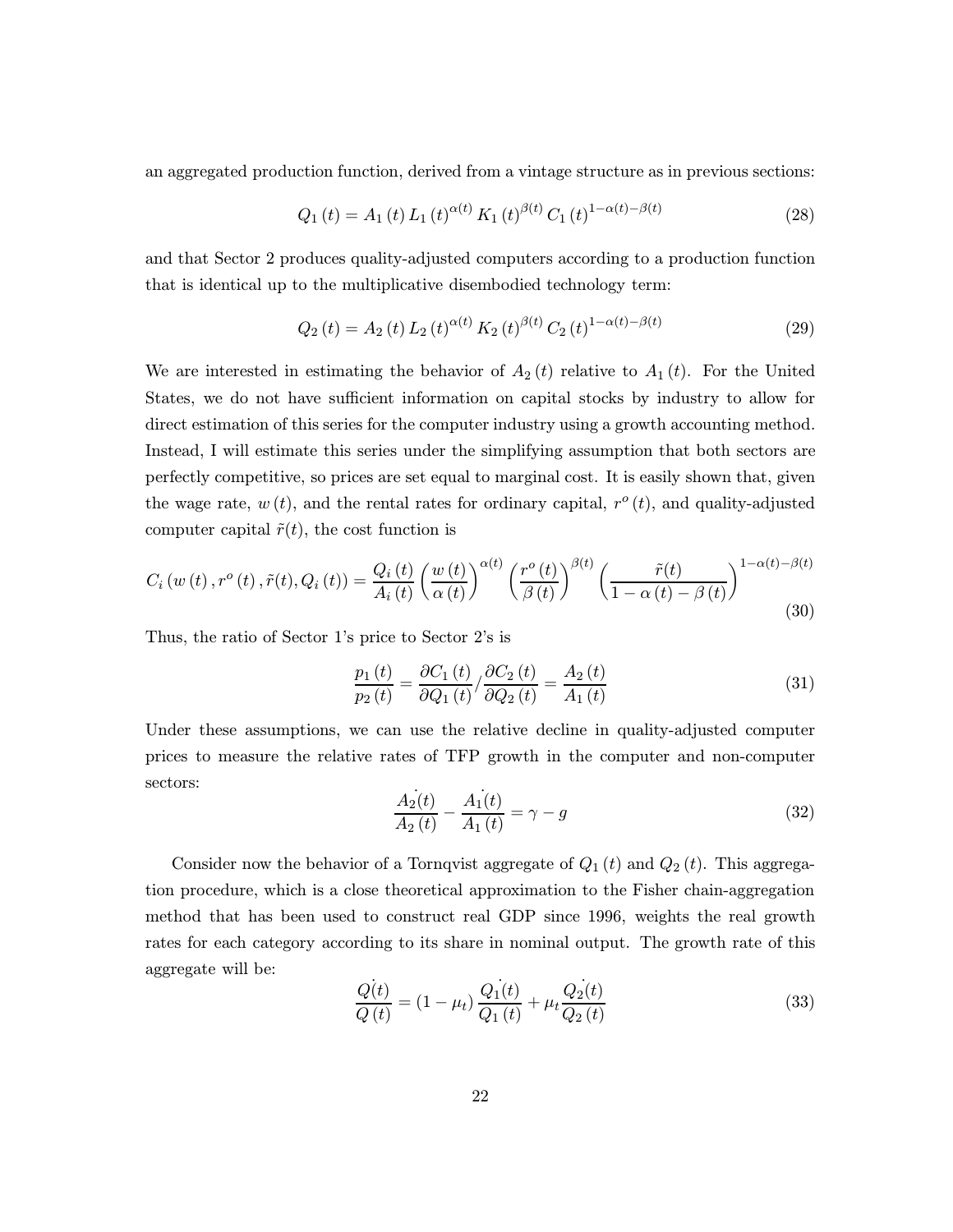an aggregated production function, derived from a vintage structure as in previous sections:

$$Q_1(t) = A_1(t) L_1(t)^{\alpha(t)} K_1(t)^{\beta(t)} C_1(t)^{1-\alpha(t)-\beta(t)} \tag{28}$$

and that Sector 2 produces quality-adjusted computers according to a production function that is identical up to the multiplicative disembodied technology term:

$$Q_2(t) = A_2(t) L_2(t)^{\alpha(t)} K_2(t)^{\beta(t)} C_2(t)^{1-\alpha(t)-\beta(t)} \tag{29}$$

We are interested in estimating the behavior of $A_2(t)$ relative to $A_1(t)$. For the United States, we do not have sufficient information on capital stocks by industry to allow for direct estimation of this series for the computer industry using a growth accounting method. Instead, I will estimate this series under the simplifying assumption that both sectors are perfectly competitive, so prices are set equal to marginal cost. It is easily shown that, given the wage rate, $w(t)$, and the rental rates for ordinary capital, $r^o(t)$, and quality-adjusted computer capital $\tilde{r}(t)$, the cost function is

$$C_i(w(t), r^o(t), \tilde{r}(t), Q_i(t)) = \frac{Q_i(t)}{A_i(t)} \left(\frac{w(t)}{\alpha(t)}\right)^{\alpha(t)} \left(\frac{r^o(t)}{\beta(t)}\right)^{\beta(t)} \left(\frac{\tilde{r}(t)}{1-\alpha(t)-\beta(t)}\right)^{1-\alpha(t)-\beta(t)} \tag{30}$$

Thus, the ratio of Sector 1's price to Sector 2's is

$$\frac{p_1(t)}{p_2(t)} = \frac{\partial C_1(t)}{\partial Q_1(t)} / \frac{\partial C_2(t)}{\partial Q_2(t)} = \frac{A_2(t)}{A_1(t)} \tag{31}$$

Under these assumptions, we can use the relative decline in quality-adjusted computer prices to measure the relative rates of TFP growth in the computer and non-computer sectors:

$$\frac{\dot{A_2}(t)}{A_2(t)} - \frac{\dot{A_1}(t)}{A_1(t)} = \gamma - g \tag{32}$$

Consider now the behavior of a Tornqvist aggregate of $Q_1(t)$ and $Q_2(t)$. This aggregation procedure, which is a close theoretical approximation to the Fisher chain-aggregation method that has been used to construct real GDP since 1996, weights the real growth rates for each category according to its share in nominal output. The growth rate of this aggregate will be:

$$\frac{\dot{Q}(t)}{Q(t)} = (1-\mu_t) \frac{\dot{Q_1}(t)}{Q_1(t)} + \mu_t \frac{\dot{Q_2}(t)}{Q_2(t)} \tag{33}$$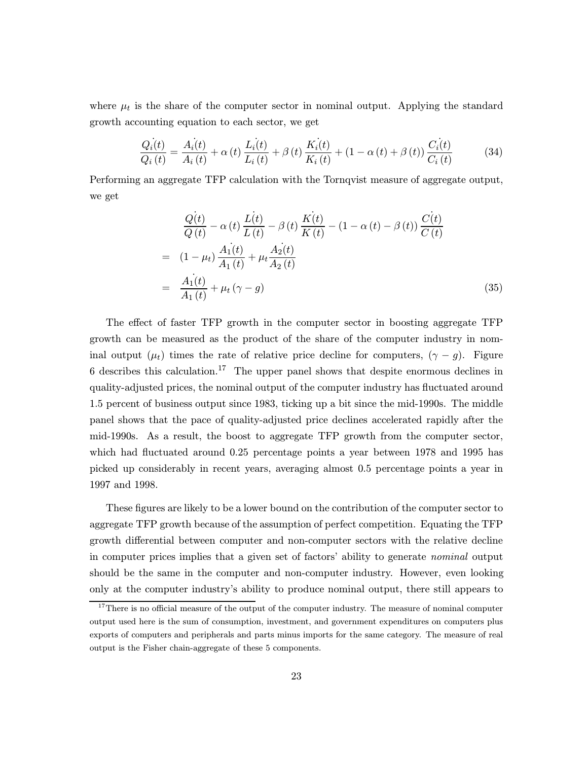where $\mu_t$ is the share of the computer sector in nominal output. Applying the standard growth accounting equation to each sector, we get

$$\frac{\dot{Q_i(t)}}{Q_i(t)} = \frac{\dot{A_i(t)}}{A_i(t)} + \alpha(t)\frac{\dot{L_i(t)}}{L_i(t)} + \beta(t)\frac{\dot{K_i(t)}}{K_i(t)} + (1 - \alpha(t) + \beta(t))\frac{\dot{C_i(t)}}{C_i(t)} \tag{34}$$

Performing an aggregate TFP calculation with the Tornqvist measure of aggregate output, we get

$$\begin{aligned}
& \frac{\dot{Q(t)}}{Q(t)} - \alpha(t)\frac{\dot{L(t)}}{L(t)} - \beta(t)\frac{\dot{K(t)}}{K(t)} - (1 - \alpha(t) - \beta(t))\frac{\dot{C(t)}}{C(t)} \\
= \; & (1 - \mu_t)\frac{\dot{A_1(t)}}{A_1(t)} + \mu_t\frac{\dot{A_2(t)}}{A_2(t)} \\
= \; & \frac{\dot{A_1(t)}}{A_1(t)} + \mu_t(\gamma - g)
\end{aligned} \tag{35}$$

The effect of faster TFP growth in the computer sector in boosting aggregate TFP growth can be measured as the product of the share of the computer industry in nominal output ($\mu_t$) times the rate of relative price decline for computers, $(\gamma - g)$. Figure 6 describes this calculation.[17] The upper panel shows that despite enormous declines in quality-adjusted prices, the nominal output of the computer industry has fluctuated around 1.5 percent of business output since 1983, ticking up a bit since the mid-1990s. The middle panel shows that the pace of quality-adjusted price declines accelerated rapidly after the mid-1990s. As a result, the boost to aggregate TFP growth from the computer sector, which had fluctuated around 0.25 percentage points a year between 1978 and 1995 has picked up considerably in recent years, averaging almost 0.5 percentage points a year in 1997 and 1998.

These figures are likely to be a lower bound on the contribution of the computer sector to aggregate TFP growth because of the assumption of perfect competition. Equating the TFP growth differential between computer and non-computer sectors with the relative decline in computer prices implies that a given set of factors' ability to generate *nominal* output should be the same in the computer and non-computer industry. However, even looking only at the computer industry's ability to produce nominal output, there still appears to

[17] There is no official measure of the output of the computer industry. The measure of nominal computer output used here is the sum of consumption, investment, and government expenditures on computers plus exports of computers and peripherals and parts minus imports for the same category. The measure of real output is the Fisher chain-aggregate of these 5 components.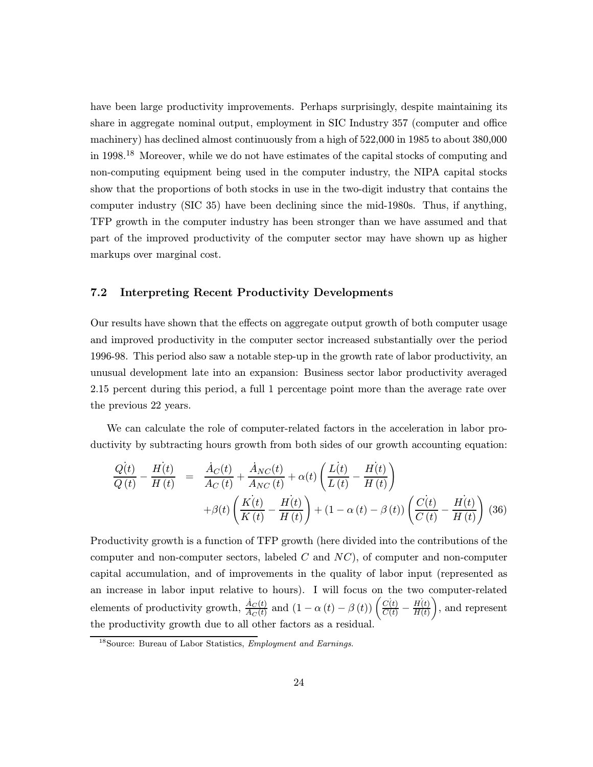have been large productivity improvements. Perhaps surprisingly, despite maintaining its share in aggregate nominal output, employment in SIC Industry 357 (computer and office machinery) has declined almost continuously from a high of 522,000 in 1985 to about 380,000 in 1998.[18] Moreover, while we do not have estimates of the capital stocks of computing and non-computing equipment being used in the computer industry, the NIPA capital stocks show that the proportions of both stocks in use in the two-digit industry that contains the computer industry (SIC 35) have been declining since the mid-1980s. Thus, if anything, TFP growth in the computer industry has been stronger than we have assumed and that part of the improved productivity of the computer sector may have shown up as higher markups over marginal cost.

### 7.2 Interpreting Recent Productivity Developments

Our results have shown that the effects on aggregate output growth of both computer usage and improved productivity in the computer sector increased substantially over the period 1996-98. This period also saw a notable step-up in the growth rate of labor productivity, an unusual development late into an expansion: Business sector labor productivity averaged 2.15 percent during this period, a full 1 percentage point more than the average rate over the previous 22 years.

We can calculate the role of computer-related factors in the acceleration in labor productivity by subtracting hours growth from both sides of our growth accounting equation:

$$
\begin{aligned}
\frac{\dot{Q}(t)}{Q(t)} - \frac{\dot{H}(t)}{H(t)} &= \frac{\dot{A}_C(t)}{A_C(t)} + \frac{\dot{A}_{NC}(t)}{A_{NC}(t)} + \alpha(t)\left(\frac{\dot{L}(t)}{L(t)} - \frac{\dot{H}(t)}{H(t)}\right) \\
&\quad + \beta(t)\left(\frac{\dot{K}(t)}{K(t)} - \frac{\dot{H}(t)}{H(t)}\right) + (1 - \alpha(t) - \beta(t))\left(\frac{\dot{C}(t)}{C(t)} - \frac{\dot{H}(t)}{H(t)}\right) \quad (36)
\end{aligned}
$$

Productivity growth is a function of TFP growth (here divided into the contributions of the computer and non-computer sectors, labeled $C$ and $NC$), of computer and non-computer capital accumulation, and of improvements in the quality of labor input (represented as an increase in labor input relative to hours). I will focus on the two computer-related elements of productivity growth, $\frac{\dot{A}_C(t)}{A_C(t)}$ and $(1 - \alpha(t) - \beta(t))\left(\frac{\dot{C}(t)}{C(t)} - \frac{\dot{H}(t)}{H(t)}\right)$, and represent the productivity growth due to all other factors as a residual.

[18] Source: Bureau of Labor Statistics, *Employment and Earnings*.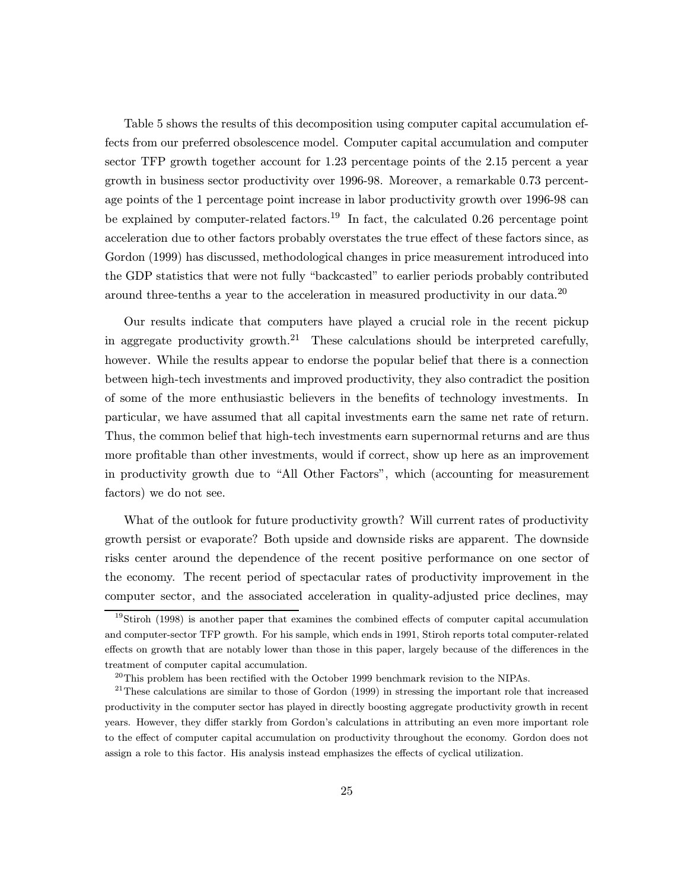Table 5 shows the results of this decomposition using computer capital accumulation effects from our preferred obsolescence model. Computer capital accumulation and computer sector TFP growth together account for 1.23 percentage points of the 2.15 percent a year growth in business sector productivity over 1996-98. Moreover, a remarkable 0.73 percentage points of the 1 percentage point increase in labor productivity growth over 1996-98 can be explained by computer-related factors.[19] In fact, the calculated 0.26 percentage point acceleration due to other factors probably overstates the true effect of these factors since, as Gordon (1999) has discussed, methodological changes in price measurement introduced into the GDP statistics that were not fully "backcasted" to earlier periods probably contributed around three-tenths a year to the acceleration in measured productivity in our data.[20]

Our results indicate that computers have played a crucial role in the recent pickup in aggregate productivity growth.[21] These calculations should be interpreted carefully, however. While the results appear to endorse the popular belief that there is a connection between high-tech investments and improved productivity, they also contradict the position of some of the more enthusiastic believers in the benefits of technology investments. In particular, we have assumed that all capital investments earn the same net rate of return. Thus, the common belief that high-tech investments earn supernormal returns and are thus more profitable than other investments, would if correct, show up here as an improvement in productivity growth due to "All Other Factors", which (accounting for measurement factors) we do not see.

What of the outlook for future productivity growth? Will current rates of productivity growth persist or evaporate? Both upside and downside risks are apparent. The downside risks center around the dependence of the recent positive performance on one sector of the economy. The recent period of spectacular rates of productivity improvement in the computer sector, and the associated acceleration in quality-adjusted price declines, may

[19] Stiroh (1998) is another paper that examines the combined effects of computer capital accumulation and computer-sector TFP growth. For his sample, which ends in 1991, Stiroh reports total computer-related effects on growth that are notably lower than those in this paper, largely because of the differences in the treatment of computer capital accumulation.

[20] This problem has been rectified with the October 1999 benchmark revision to the NIPAs.

[21] These calculations are similar to those of Gordon (1999) in stressing the important role that increased productivity in the computer sector has played in directly boosting aggregate productivity growth in recent years. However, they differ starkly from Gordon's calculations in attributing an even more important role to the effect of computer capital accumulation on productivity throughout the economy. Gordon does not assign a role to this factor. His analysis instead emphasizes the effects of cyclical utilization.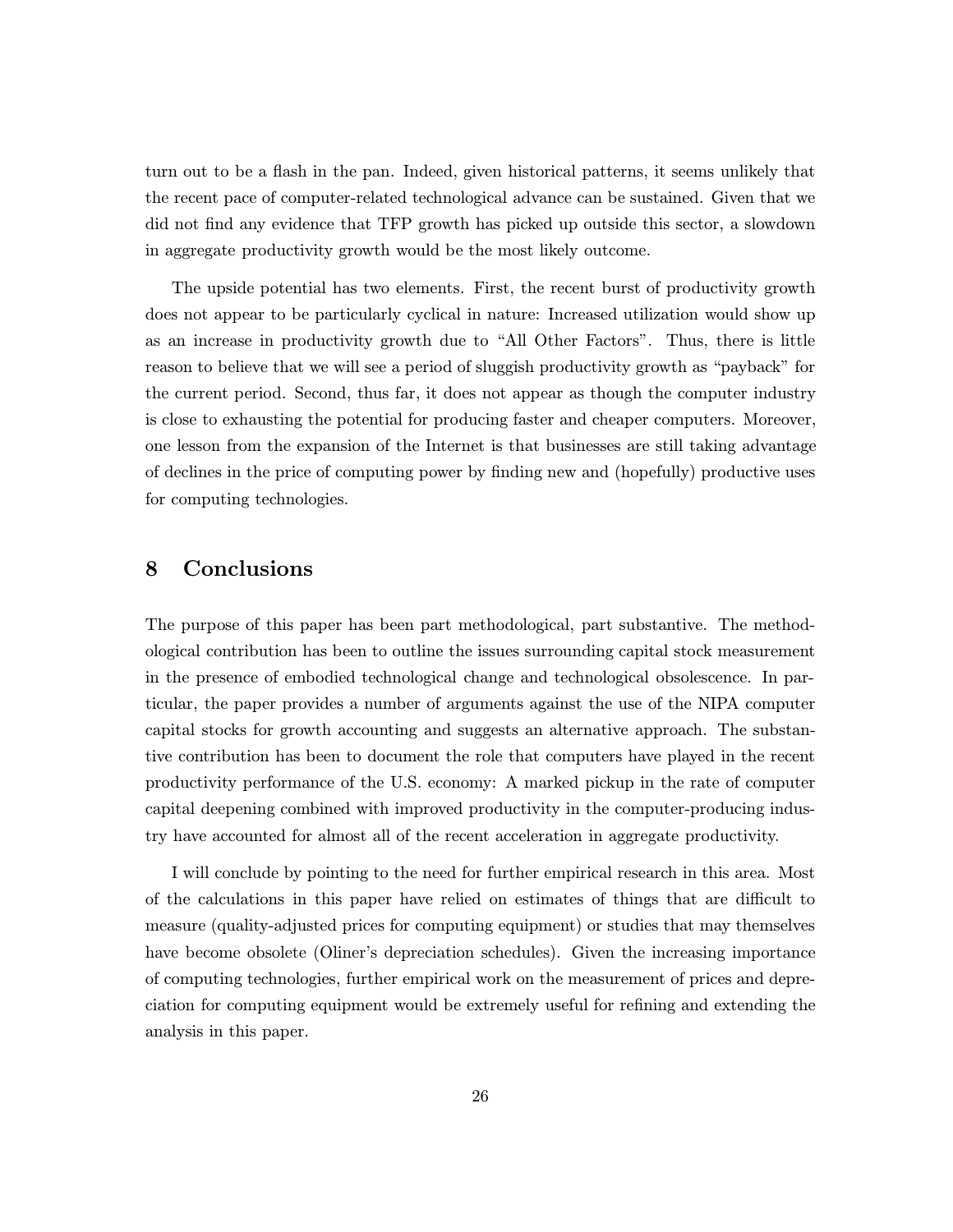turn out to be a flash in the pan. Indeed, given historical patterns, it seems unlikely that the recent pace of computer-related technological advance can be sustained. Given that we did not find any evidence that TFP growth has picked up outside this sector, a slowdown in aggregate productivity growth would be the most likely outcome.

The upside potential has two elements. First, the recent burst of productivity growth does not appear to be particularly cyclical in nature: Increased utilization would show up as an increase in productivity growth due to "All Other Factors". Thus, there is little reason to believe that we will see a period of sluggish productivity growth as "payback" for the current period. Second, thus far, it does not appear as though the computer industry is close to exhausting the potential for producing faster and cheaper computers. Moreover, one lesson from the expansion of the Internet is that businesses are still taking advantage of declines in the price of computing power by finding new and (hopefully) productive uses for computing technologies.

## 8 Conclusions

The purpose of this paper has been part methodological, part substantive. The methodological contribution has been to outline the issues surrounding capital stock measurement in the presence of embodied technological change and technological obsolescence. In particular, the paper provides a number of arguments against the use of the NIPA computer capital stocks for growth accounting and suggests an alternative approach. The substantive contribution has been to document the role that computers have played in the recent productivity performance of the U.S. economy: A marked pickup in the rate of computer capital deepening combined with improved productivity in the computer-producing industry have accounted for almost all of the recent acceleration in aggregate productivity.

I will conclude by pointing to the need for further empirical research in this area. Most of the calculations in this paper have relied on estimates of things that are difficult to measure (quality-adjusted prices for computing equipment) or studies that may themselves have become obsolete (Oliner's depreciation schedules). Given the increasing importance of computing technologies, further empirical work on the measurement of prices and depreciation for computing equipment would be extremely useful for refining and extending the analysis in this paper.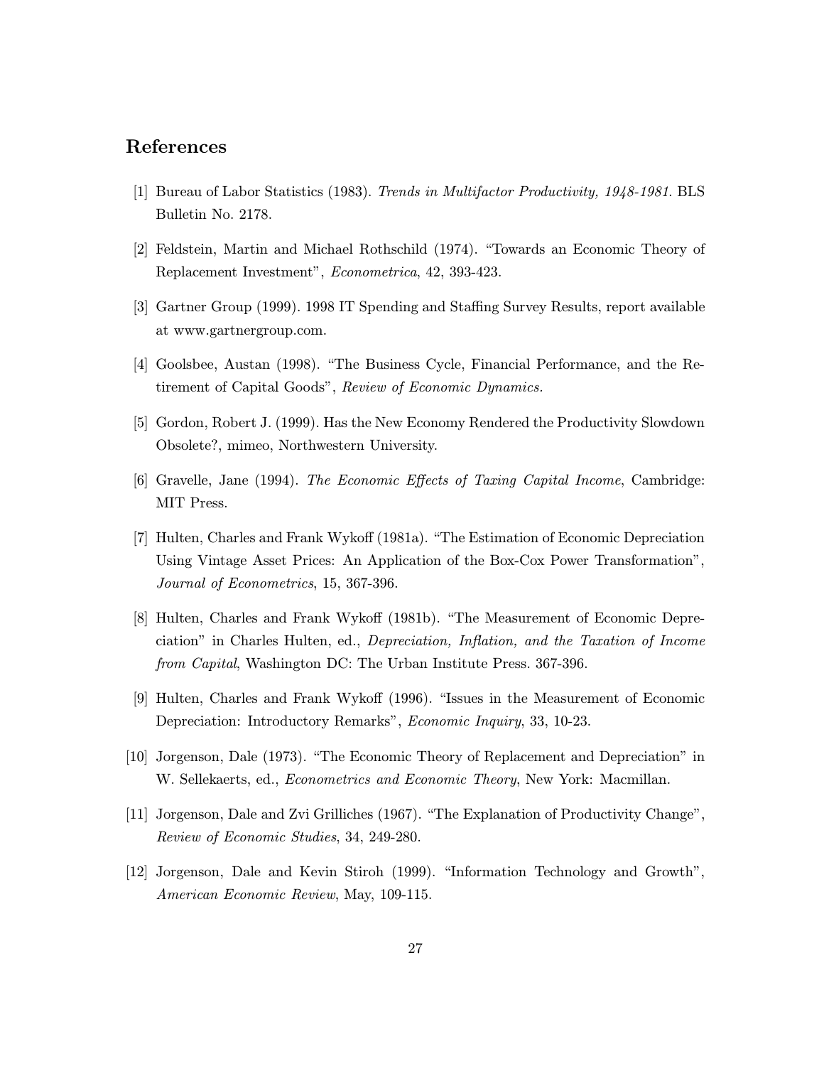## References

[1] Bureau of Labor Statistics (1983). *Trends in Multifactor Productivity, 1948-1981.* BLS Bulletin No. 2178.

[2] Feldstein, Martin and Michael Rothschild (1974). "Towards an Economic Theory of Replacement Investment", *Econometrica*, 42, 393-423.

[3] Gartner Group (1999). 1998 IT Spending and Staffing Survey Results, report available at www.gartnergroup.com.

[4] Goolsbee, Austan (1998). "The Business Cycle, Financial Performance, and the Retirement of Capital Goods", *Review of Economic Dynamics.*

[5] Gordon, Robert J. (1999). Has the New Economy Rendered the Productivity Slowdown Obsolete?, mimeo, Northwestern University.

[6] Gravelle, Jane (1994). *The Economic Effects of Taxing Capital Income*, Cambridge: MIT Press.

[7] Hulten, Charles and Frank Wykoff (1981a). "The Estimation of Economic Depreciation Using Vintage Asset Prices: An Application of the Box-Cox Power Transformation", *Journal of Econometrics*, 15, 367-396.

[8] Hulten, Charles and Frank Wykoff (1981b). "The Measurement of Economic Depreciation" in Charles Hulten, ed., *Depreciation, Inflation, and the Taxation of Income from Capital*, Washington DC: The Urban Institute Press. 367-396.

[9] Hulten, Charles and Frank Wykoff (1996). "Issues in the Measurement of Economic Depreciation: Introductory Remarks", *Economic Inquiry*, 33, 10-23.

[10] Jorgenson, Dale (1973). "The Economic Theory of Replacement and Depreciation" in W. Sellekaerts, ed., *Econometrics and Economic Theory*, New York: Macmillan.

[11] Jorgenson, Dale and Zvi Grilliches (1967). "The Explanation of Productivity Change", *Review of Economic Studies*, 34, 249-280.

[12] Jorgenson, Dale and Kevin Stiroh (1999). "Information Technology and Growth", *American Economic Review*, May, 109-115.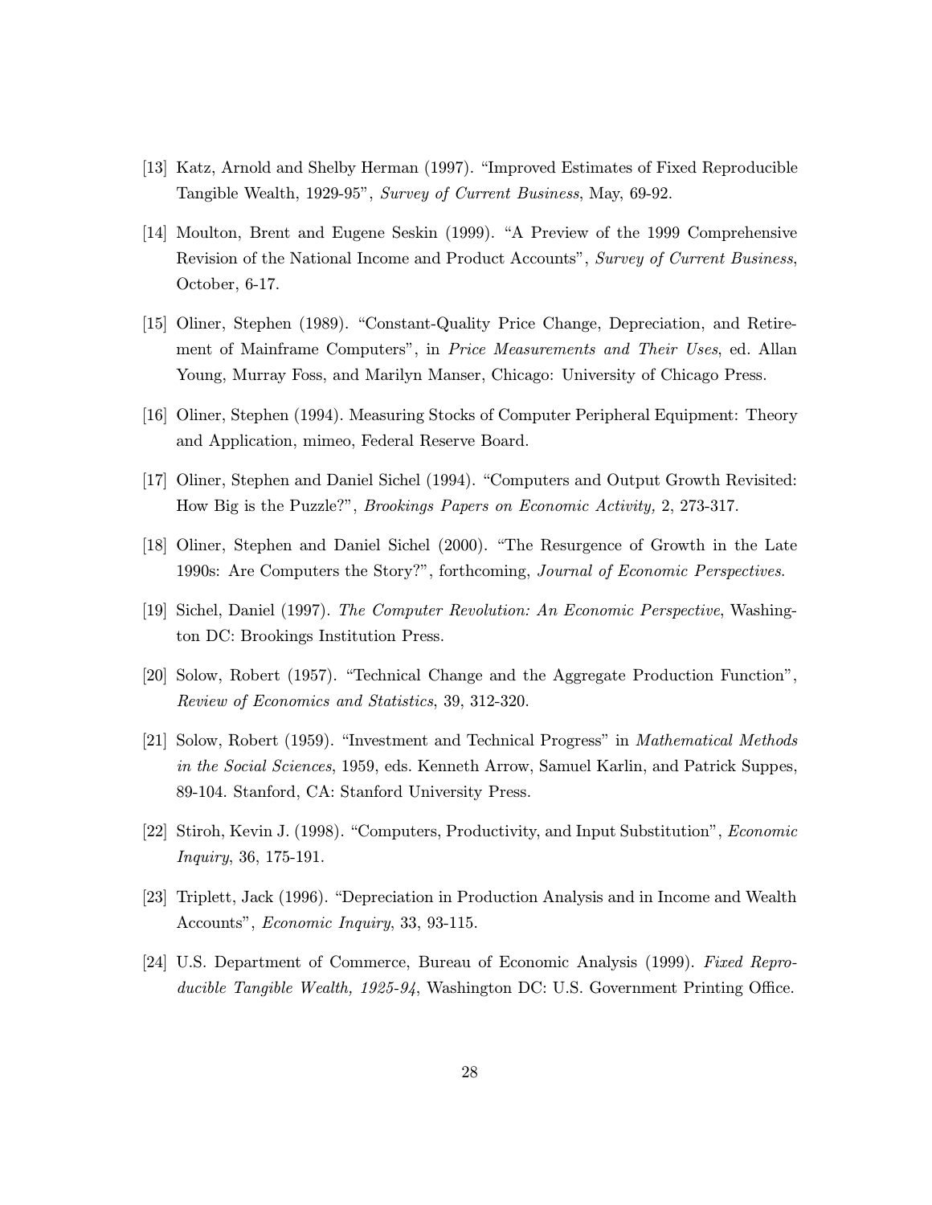[13] Katz, Arnold and Shelby Herman (1997). "Improved Estimates of Fixed Reproducible Tangible Wealth, 1929-95", *Survey of Current Business*, May, 69-92.

[14] Moulton, Brent and Eugene Seskin (1999). "A Preview of the 1999 Comprehensive Revision of the National Income and Product Accounts", *Survey of Current Business*, October, 6-17.

[15] Oliner, Stephen (1989). "Constant-Quality Price Change, Depreciation, and Retirement of Mainframe Computers", in *Price Measurements and Their Uses*, ed. Allan Young, Murray Foss, and Marilyn Manser, Chicago: University of Chicago Press.

[16] Oliner, Stephen (1994). Measuring Stocks of Computer Peripheral Equipment: Theory and Application, mimeo, Federal Reserve Board.

[17] Oliner, Stephen and Daniel Sichel (1994). "Computers and Output Growth Revisited: How Big is the Puzzle?", *Brookings Papers on Economic Activity,* 2, 273-317.

[18] Oliner, Stephen and Daniel Sichel (2000). "The Resurgence of Growth in the Late 1990s: Are Computers the Story?", forthcoming, *Journal of Economic Perspectives.*

[19] Sichel, Daniel (1997). *The Computer Revolution: An Economic Perspective*, Washington DC: Brookings Institution Press.

[20] Solow, Robert (1957). "Technical Change and the Aggregate Production Function", *Review of Economics and Statistics*, 39, 312-320.

[21] Solow, Robert (1959). "Investment and Technical Progress" in *Mathematical Methods in the Social Sciences*, 1959, eds. Kenneth Arrow, Samuel Karlin, and Patrick Suppes, 89-104. Stanford, CA: Stanford University Press.

[22] Stiroh, Kevin J. (1998). "Computers, Productivity, and Input Substitution", *Economic Inquiry*, 36, 175-191.

[23] Triplett, Jack (1996). "Depreciation in Production Analysis and in Income and Wealth Accounts", *Economic Inquiry*, 33, 93-115.

[24] U.S. Department of Commerce, Bureau of Economic Analysis (1999). *Fixed Reproducible Tangible Wealth, 1925-94*, Washington DC: U.S. Government Printing Office.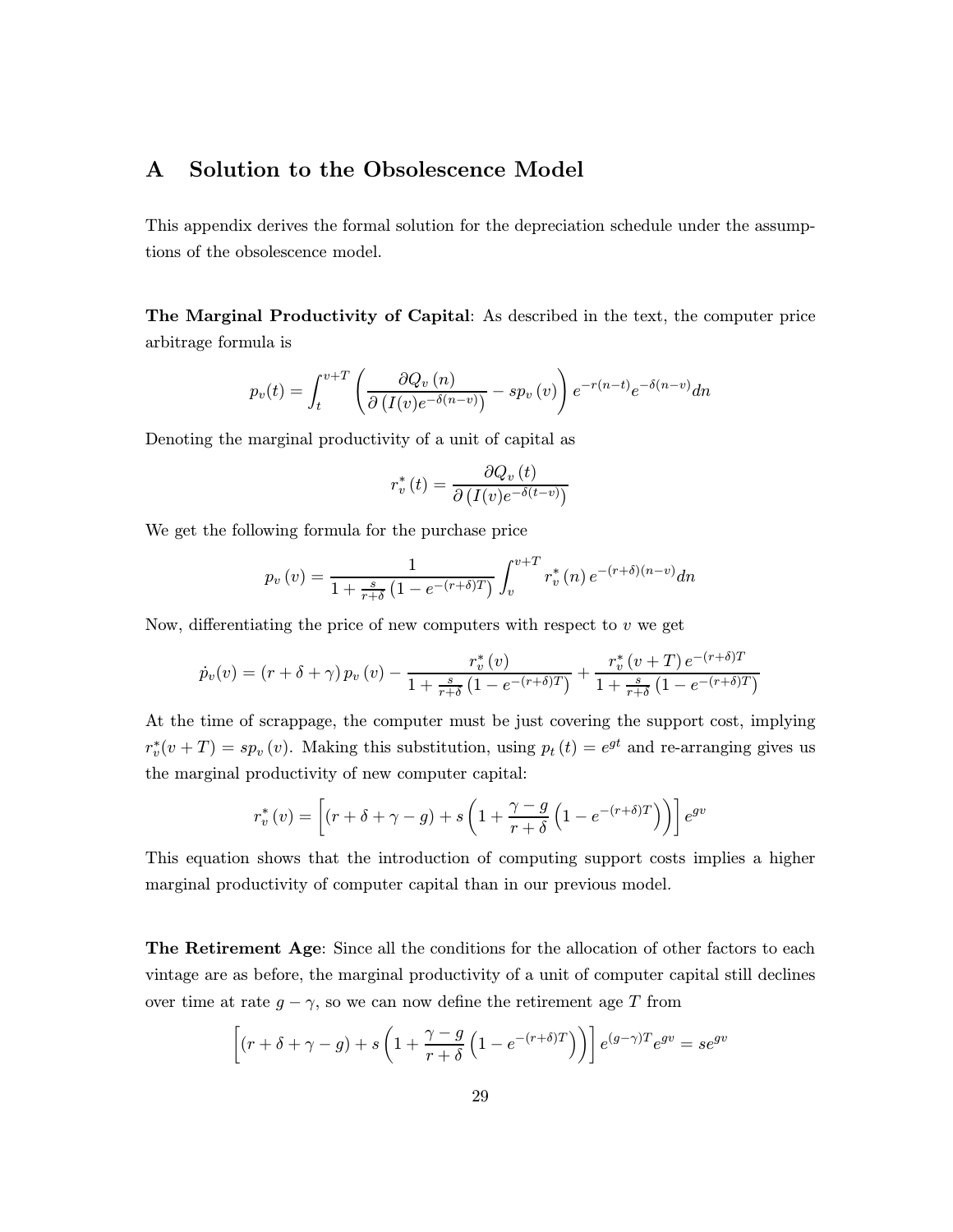# A Solution to the Obsolescence Model

This appendix derives the formal solution for the depreciation schedule under the assumptions of the obsolescence model.

**The Marginal Productivity of Capital**: As described in the text, the computer price arbitrage formula is

$$p_v(t) = \int_t^{v+T} \left( \frac{\partial Q_v(n)}{\partial \left( I(v)e^{-\delta(n-v)} \right)} - sp_v(v) \right) e^{-r(n-t)} e^{-\delta(n-v)} dn$$

Denoting the marginal productivity of a unit of capital as

$$r_v^*(t) = \frac{\partial Q_v(t)}{\partial \left( I(v)e^{-\delta(t-v)} \right)}$$

We get the following formula for the purchase price

$$p_v(v) = \frac{1}{1 + \frac{s}{r+\delta} \left( 1 - e^{-(r+\delta)T} \right)} \int_v^{v+T} r_v^*(n) e^{-(r+\delta)(n-v)} dn$$

Now, differentiating the price of new computers with respect to $v$ we get

$$\dot{p}_v(v) = (r + \delta + \gamma) p_v(v) - \frac{r_v^*(v)}{1 + \frac{s}{r+\delta} \left( 1 - e^{-(r+\delta)T} \right)} + \frac{r_v^*(v+T) e^{-(r+\delta)T}}{1 + \frac{s}{r+\delta} \left( 1 - e^{-(r+\delta)T} \right)}$$

At the time of scrappage, the computer must be just covering the support cost, implying $r_v^*(v+T) = sp_v(v)$. Making this substitution, using $p_t(t) = e^{gt}$ and re-arranging gives us the marginal productivity of new computer capital:

$$r_v^*(v) = \left[ (r + \delta + \gamma - g) + s \left( 1 + \frac{\gamma - g}{r + \delta} \left( 1 - e^{-(r+\delta)T} \right) \right) \right] e^{gv}$$

This equation shows that the introduction of computing support costs implies a higher marginal productivity of computer capital than in our previous model.

**The Retirement Age**: Since all the conditions for the allocation of other factors to each vintage are as before, the marginal productivity of a unit of computer capital still declines over time at rate $g - \gamma$, so we can now define the retirement age $T$ from

$$\left[ (r + \delta + \gamma - g) + s \left( 1 + \frac{\gamma - g}{r + \delta} \left( 1 - e^{-(r+\delta)T} \right) \right) \right] e^{(g-\gamma)T} e^{gv} = se^{gv}$$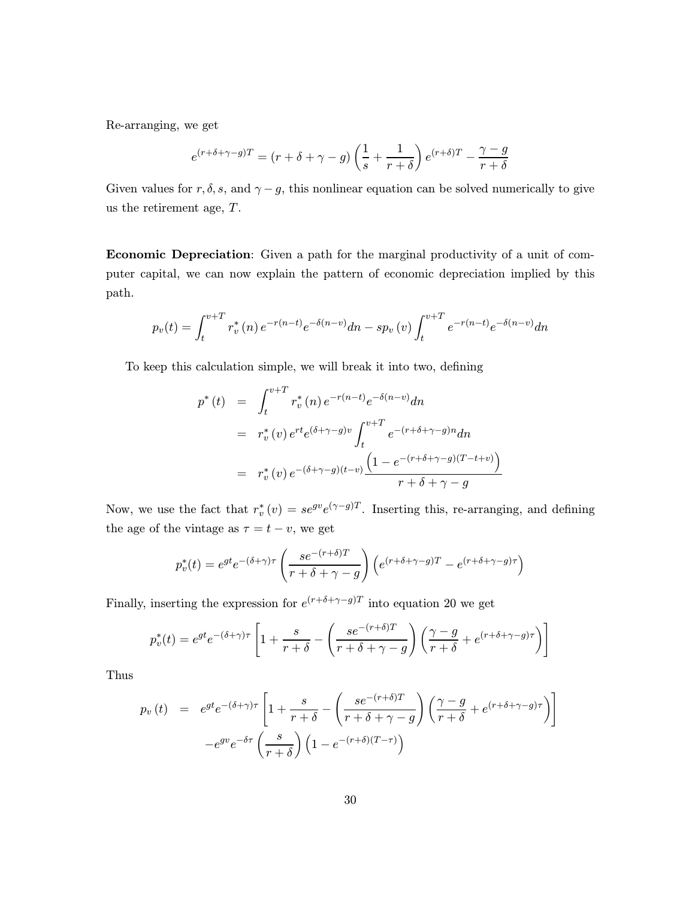Re-arranging, we get

$$e^{(r+\delta+\gamma-g)T} = (r+\delta+\gamma-g)\left(\frac{1}{s}+\frac{1}{r+\delta}\right)e^{(r+\delta)T} - \frac{\gamma-g}{r+\delta}$$

Given values for $r, \delta, s$, and $\gamma - g$, this nonlinear equation can be solved numerically to give us the retirement age, $T$.

**Economic Depreciation**: Given a path for the marginal productivity of a unit of computer capital, we can now explain the pattern of economic depreciation implied by this path.

$$p_v(t) = \int_t^{v+T} r_v^*(n)\, e^{-r(n-t)} e^{-\delta(n-v)} dn - s p_v(v) \int_t^{v+T} e^{-r(n-t)} e^{-\delta(n-v)} dn$$

To keep this calculation simple, we will break it into two, defining

$$\begin{aligned}
p^*(t) &= \int_t^{v+T} r_v^*(n)\, e^{-r(n-t)} e^{-\delta(n-v)} dn \\
&= r_v^*(v)\, e^{rt} e^{(\delta+\gamma-g)v} \int_t^{v+T} e^{-(r+\delta+\gamma-g)n} dn \\
&= r_v^*(v)\, e^{-(\delta+\gamma-g)(t-v)} \frac{\left(1 - e^{-(r+\delta+\gamma-g)(T-t+v)}\right)}{r+\delta+\gamma-g}
\end{aligned}$$

Now, we use the fact that $r_v^*(v) = s e^{gv} e^{(\gamma-g)T}$. Inserting this, re-arranging, and defining the age of the vintage as $\tau = t - v$, we get

$$p_v^*(t) = e^{gt} e^{-(\delta+\gamma)\tau} \left(\frac{s e^{-(r+\delta)T}}{r+\delta+\gamma-g}\right)\left(e^{(r+\delta+\gamma-g)T} - e^{(r+\delta+\gamma-g)\tau}\right)$$

Finally, inserting the expression for $e^{(r+\delta+\gamma-g)T}$ into equation 20 we get

$$p_v^*(t) = e^{gt} e^{-(\delta+\gamma)\tau} \left[1 + \frac{s}{r+\delta} - \left(\frac{s e^{-(r+\delta)T}}{r+\delta+\gamma-g}\right)\left(\frac{\gamma-g}{r+\delta} + e^{(r+\delta+\gamma-g)\tau}\right)\right]$$

Thus

$$\begin{aligned}
p_v(t) &= e^{gt} e^{-(\delta+\gamma)\tau} \left[1 + \frac{s}{r+\delta} - \left(\frac{s e^{-(r+\delta)T}}{r+\delta+\gamma-g}\right)\left(\frac{\gamma-g}{r+\delta} + e^{(r+\delta+\gamma-g)\tau}\right)\right] \\
&\quad - e^{gv} e^{-\delta\tau} \left(\frac{s}{r+\delta}\right)\left(1 - e^{-(r+\delta)(T-\tau)}\right)
\end{aligned}$$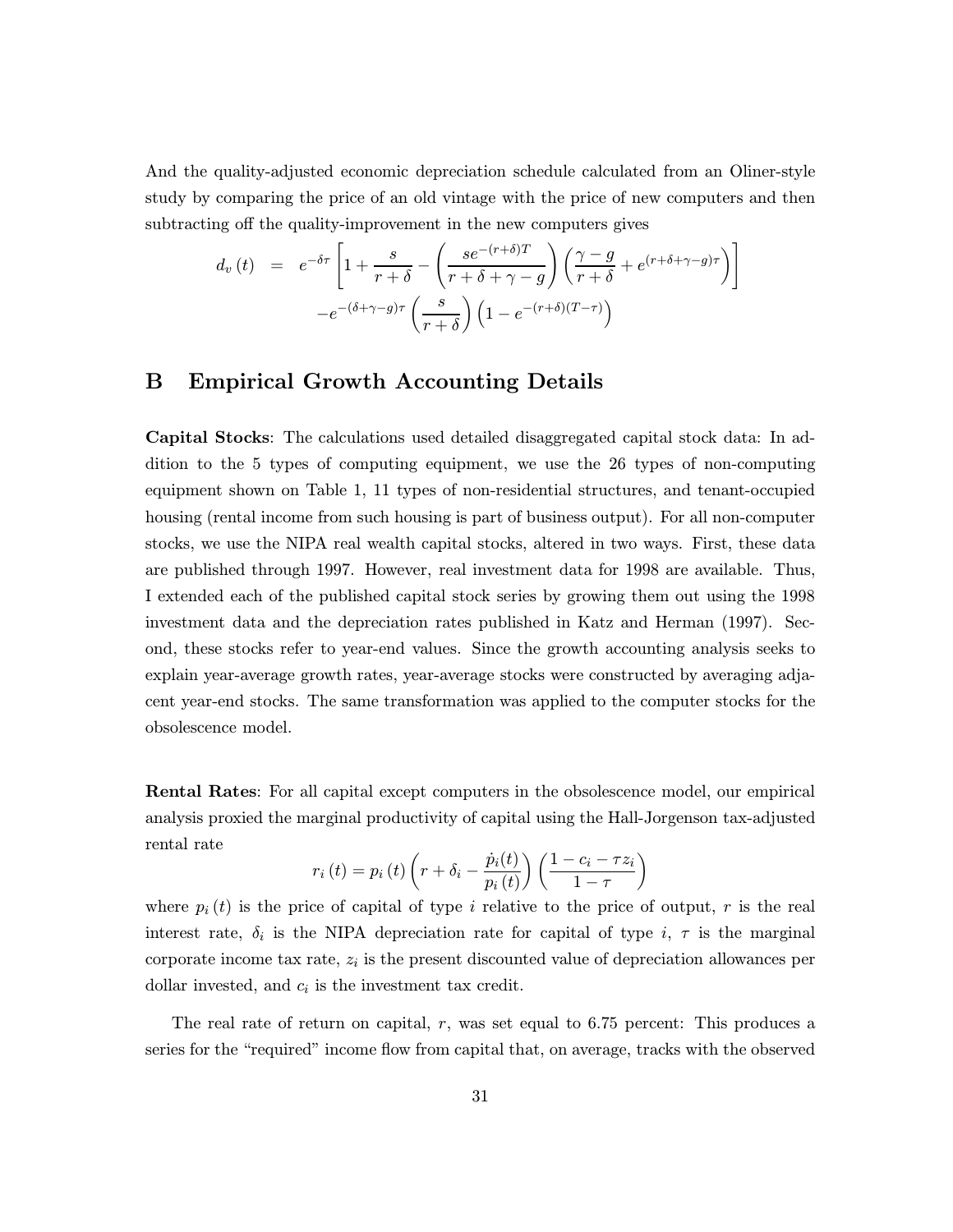And the quality-adjusted economic depreciation schedule calculated from an Oliner-style study by comparing the price of an old vintage with the price of new computers and then subtracting off the quality-improvement in the new computers gives

$$
\begin{aligned}
d_v(t) &= e^{-\delta\tau}\left[1+\frac{s}{r+\delta}-\left(\frac{se^{-(r+\delta)T}}{r+\delta+\gamma-g}\right)\left(\frac{\gamma-g}{r+\delta}+e^{(r+\delta+\gamma-g)\tau}\right)\right] \\
&\quad -e^{-(\delta+\gamma-g)\tau}\left(\frac{s}{r+\delta}\right)\left(1-e^{-(r+\delta)(T-\tau)}\right)
\end{aligned}
$$

# B Empirical Growth Accounting Details

**Capital Stocks**: The calculations used detailed disaggregated capital stock data: In addition to the 5 types of computing equipment, we use the 26 types of non-computing equipment shown on Table 1, 11 types of non-residential structures, and tenant-occupied housing (rental income from such housing is part of business output). For all non-computer stocks, we use the NIPA real wealth capital stocks, altered in two ways. First, these data are published through 1997. However, real investment data for 1998 are available. Thus, I extended each of the published capital stock series by growing them out using the 1998 investment data and the depreciation rates published in Katz and Herman (1997). Second, these stocks refer to year-end values. Since the growth accounting analysis seeks to explain year-average growth rates, year-average stocks were constructed by averaging adjacent year-end stocks. The same transformation was applied to the computer stocks for the obsolescence model.

**Rental Rates**: For all capital except computers in the obsolescence model, our empirical analysis proxied the marginal productivity of capital using the Hall-Jorgenson tax-adjusted rental rate

$$
r_i(t) = p_i(t)\left(r+\delta_i-\frac{\dot{p}_i(t)}{p_i(t)}\right)\left(\frac{1-c_i-\tau z_i}{1-\tau}\right)
$$

where $p_i(t)$ is the price of capital of type $i$ relative to the price of output, $r$ is the real interest rate, $\delta_i$ is the NIPA depreciation rate for capital of type $i$, $\tau$ is the marginal corporate income tax rate, $z_i$ is the present discounted value of depreciation allowances per dollar invested, and $c_i$ is the investment tax credit.

The real rate of return on capital, $r$, was set equal to 6.75 percent: This produces a series for the "required" income flow from capital that, on average, tracks with the observed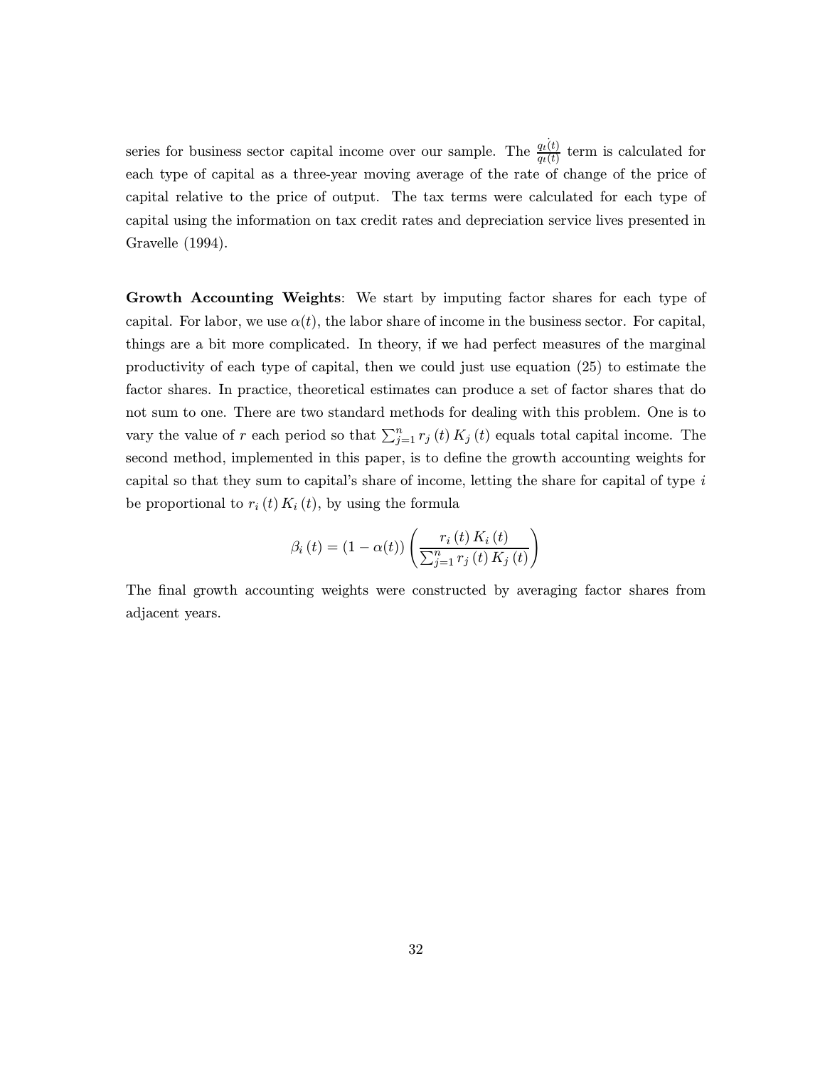series for business sector capital income over our sample. The $\frac{\dot{q_t(t)}}{q_t(t)}$ term is calculated for each type of capital as a three-year moving average of the rate of change of the price of capital relative to the price of output. The tax terms were calculated for each type of capital using the information on tax credit rates and depreciation service lives presented in Gravelle (1994).

**Growth Accounting Weights**: We start by imputing factor shares for each type of capital. For labor, we use $\alpha(t)$, the labor share of income in the business sector. For capital, things are a bit more complicated. In theory, if we had perfect measures of the marginal productivity of each type of capital, then we could just use equation (25) to estimate the factor shares. In practice, theoretical estimates can produce a set of factor shares that do not sum to one. There are two standard methods for dealing with this problem. One is to vary the value of $r$ each period so that $\sum_{j=1}^{n} r_j(t) K_j(t)$ equals total capital income. The second method, implemented in this paper, is to define the growth accounting weights for capital so that they sum to capital's share of income, letting the share for capital of type $i$ be proportional to $r_i(t) K_i(t)$, by using the formula

$$\beta_i(t) = (1 - \alpha(t)) \left( \frac{r_i(t) K_i(t)}{\sum_{j=1}^{n} r_j(t) K_j(t)} \right)$$

The final growth accounting weights were constructed by averaging factor shares from adjacent years.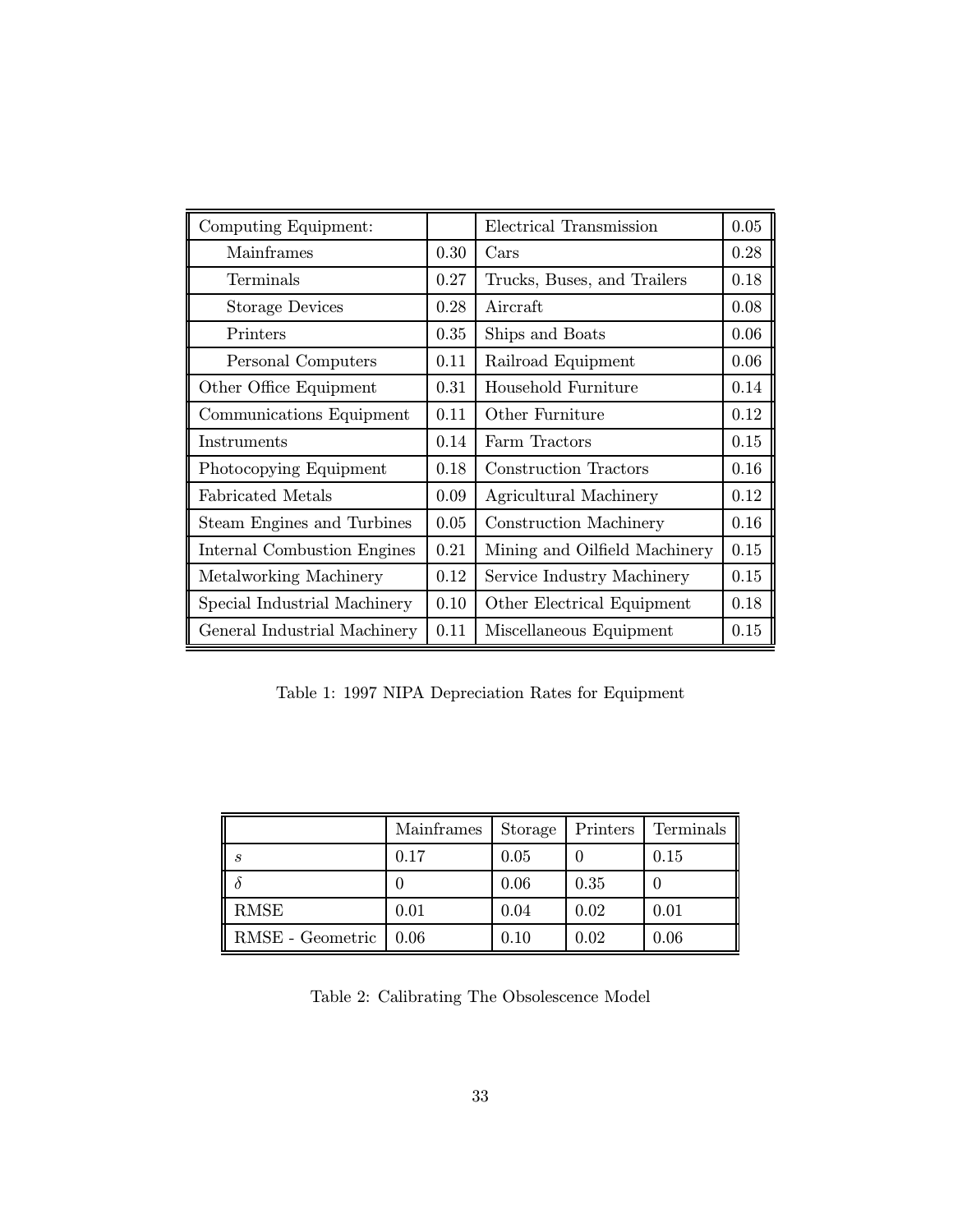| Computing Equipment: | | Electrical Transmission | 0.05 |
|---|---|---|---|
| Mainframes | 0.30 | Cars | 0.28 |
| Terminals | 0.27 | Trucks, Buses, and Trailers | 0.18 |
| Storage Devices | 0.28 | Aircraft | 0.08 |
| Printers | 0.35 | Ships and Boats | 0.06 |
| Personal Computers | 0.11 | Railroad Equipment | 0.06 |
| Other Office Equipment | 0.31 | Household Furniture | 0.14 |
| Communications Equipment | 0.11 | Other Furniture | 0.12 |
| Instruments | 0.14 | Farm Tractors | 0.15 |
| Photocopying Equipment | 0.18 | Construction Tractors | 0.16 |
| Fabricated Metals | 0.09 | Agricultural Machinery | 0.12 |
| Steam Engines and Turbines | 0.05 | Construction Machinery | 0.16 |
| Internal Combustion Engines | 0.21 | Mining and Oilfield Machinery | 0.15 |
| Metalworking Machinery | 0.12 | Service Industry Machinery | 0.15 |
| Special Industrial Machinery | 0.10 | Other Electrical Equipment | 0.18 |
| General Industrial Machinery | 0.11 | Miscellaneous Equipment | 0.15 |

Table 1: 1997 NIPA Depreciation Rates for Equipment

| | Mainframes | Storage | Printers | Terminals |
|---|---|---|---|---|
| $s$ | 0.17 | 0.05 | 0 | 0.15 |
| $\delta$ | 0 | 0.06 | 0.35 | 0 |
| RMSE | 0.01 | 0.04 | 0.02 | 0.01 |
| RMSE - Geometric | 0.06 | 0.10 | 0.02 | 0.06 |

Table 2: Calibrating The Obsolescence Model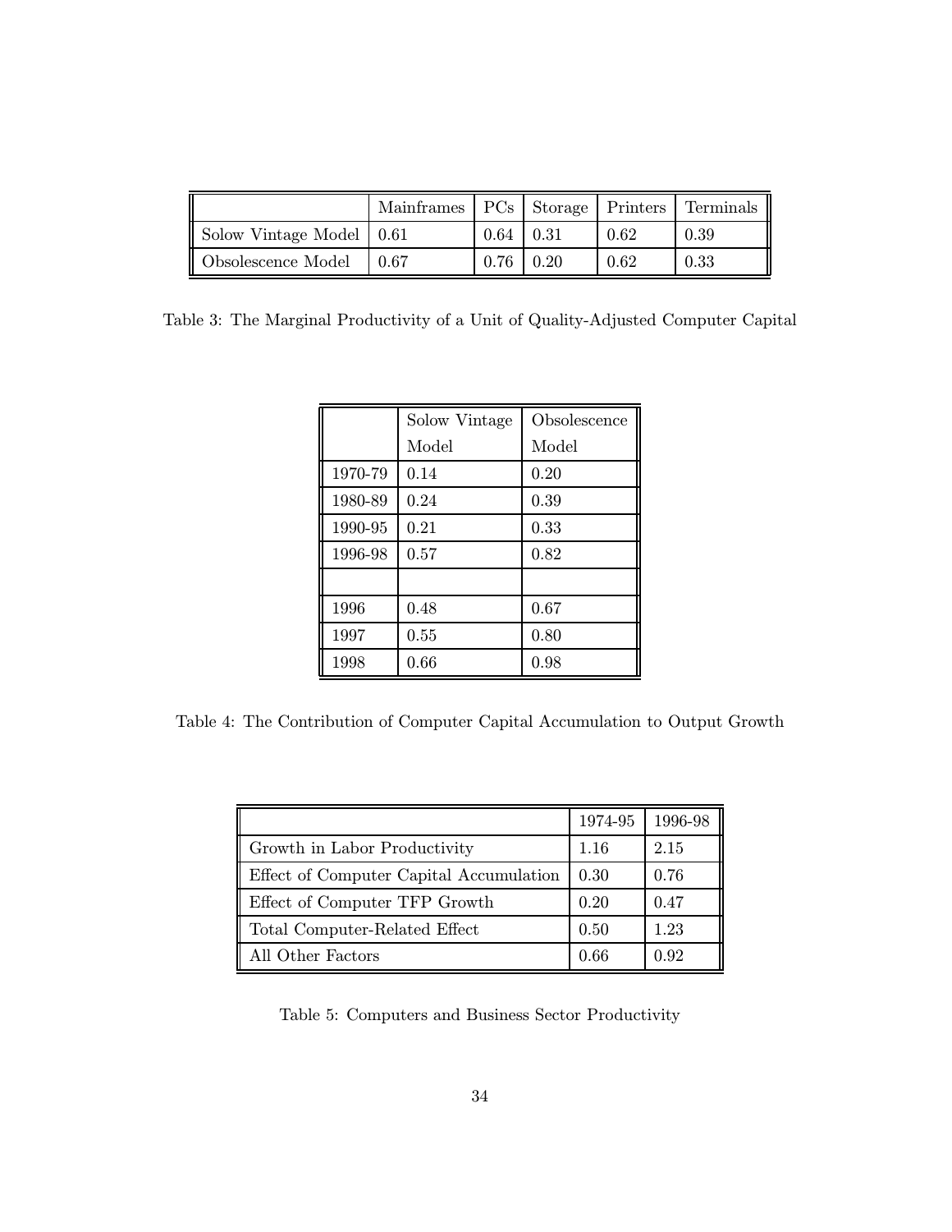| | Mainframes | PCs | Storage | Printers | Terminals |
|---|---|---|---|---|---|
| Solow Vintage Model | 0.61 | 0.64 | 0.31 | 0.62 | 0.39 |
| Obsolescence Model | 0.67 | 0.76 | 0.20 | 0.62 | 0.33 |

Table 3: The Marginal Productivity of a Unit of Quality-Adjusted Computer Capital

| | Solow Vintage Model | Obsolescence Model |
|---|---|---|
| 1970-79 | 0.14 | 0.20 |
| 1980-89 | 0.24 | 0.39 |
| 1990-95 | 0.21 | 0.33 |
| 1996-98 | 0.57 | 0.82 |
| | | |
| 1996 | 0.48 | 0.67 |
| 1997 | 0.55 | 0.80 |
| 1998 | 0.66 | 0.98 |

Table 4: The Contribution of Computer Capital Accumulation to Output Growth

| | 1974-95 | 1996-98 |
|---|---|---|
| Growth in Labor Productivity | 1.16 | 2.15 |
| Effect of Computer Capital Accumulation | 0.30 | 0.76 |
| Effect of Computer TFP Growth | 0.20 | 0.47 |
| Total Computer-Related Effect | 0.50 | 1.23 |
| All Other Factors | 0.66 | 0.92 |

Table 5: Computers and Business Sector Productivity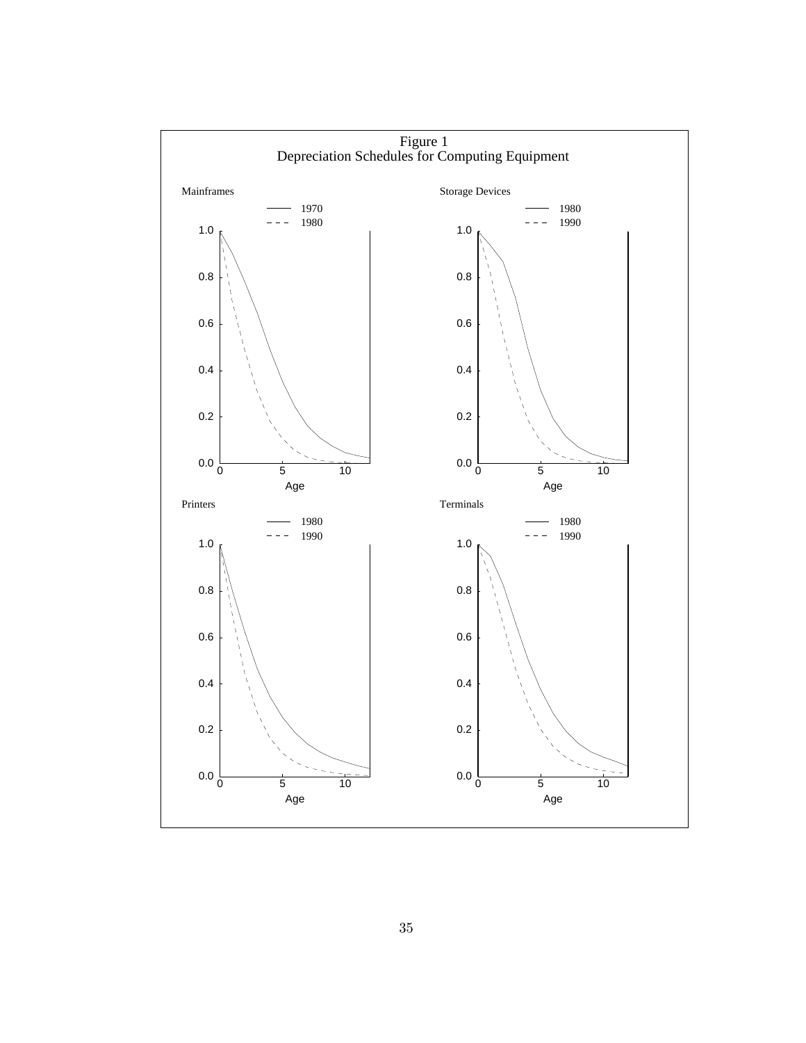Figure 1
Depreciation Schedules for Computing Equipment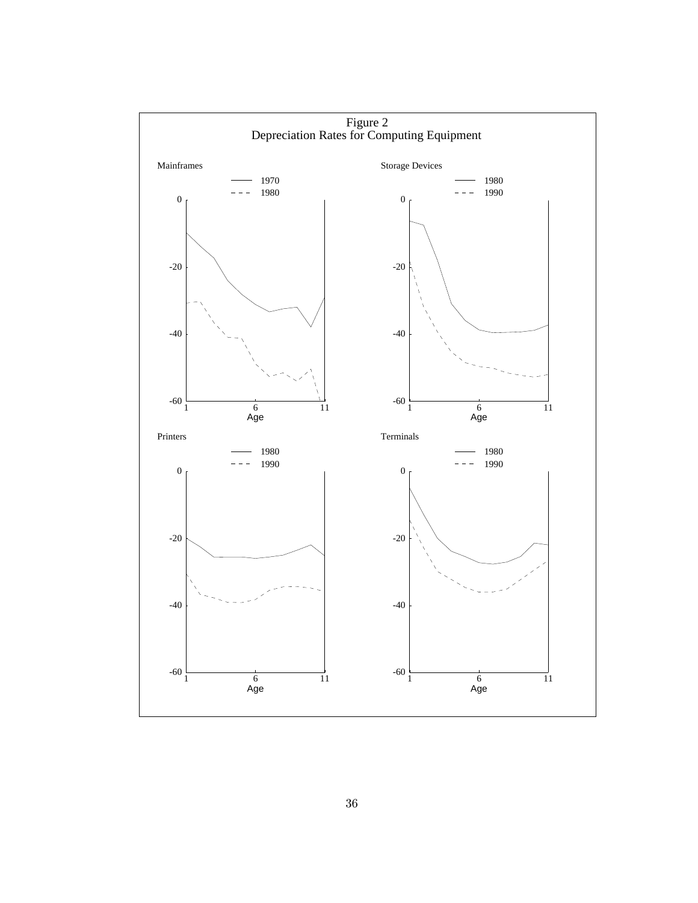Figure 2
Depreciation Rates for Computing Equipment

Mainframes

— 1970
- - - 1980

Storage Devices

— 1980
- - - 1990

Printers

— 1980
- - - 1990

Terminals

— 1980
- - - 1990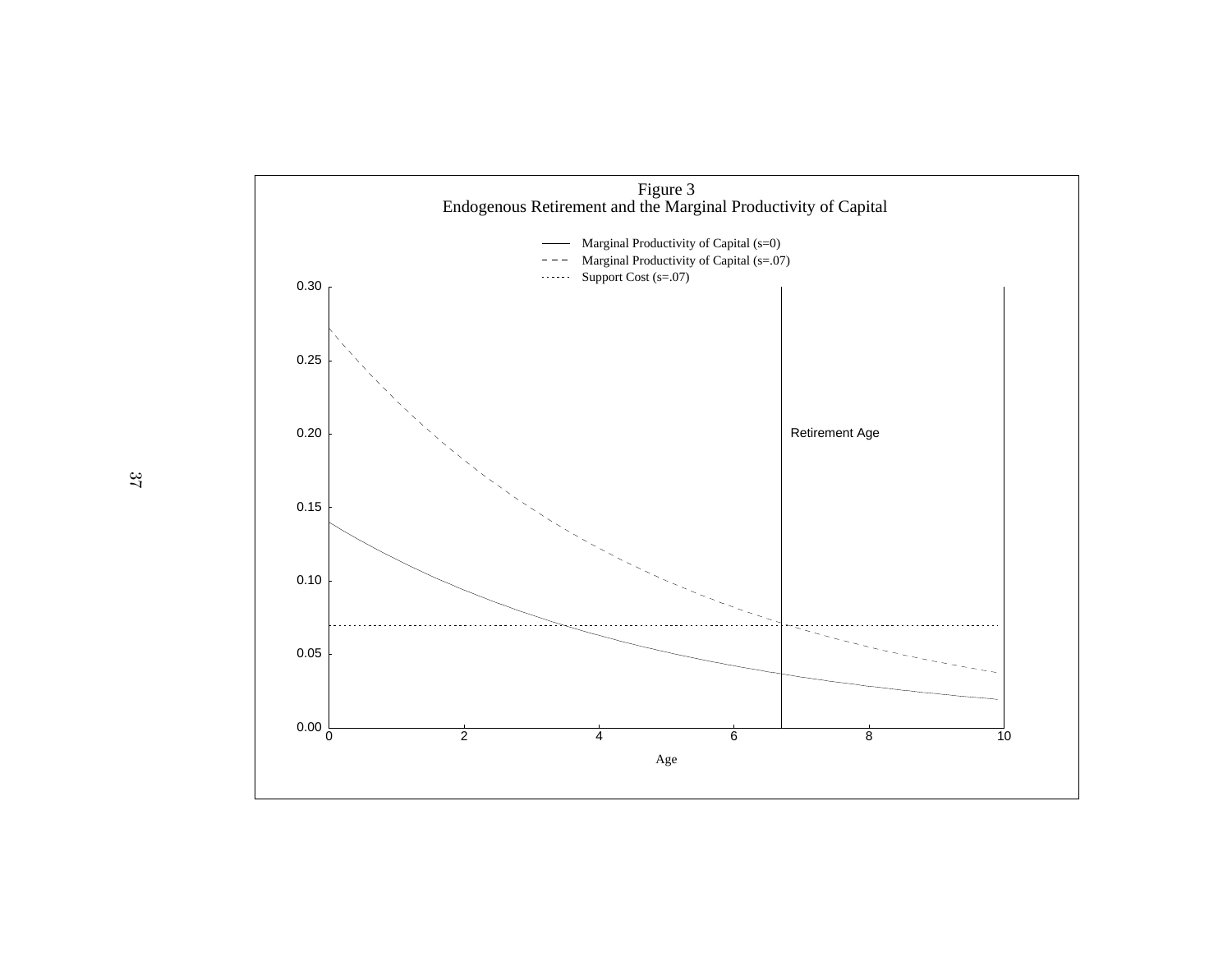Figure 3
Endogenous Retirement and the Marginal Productivity of Capital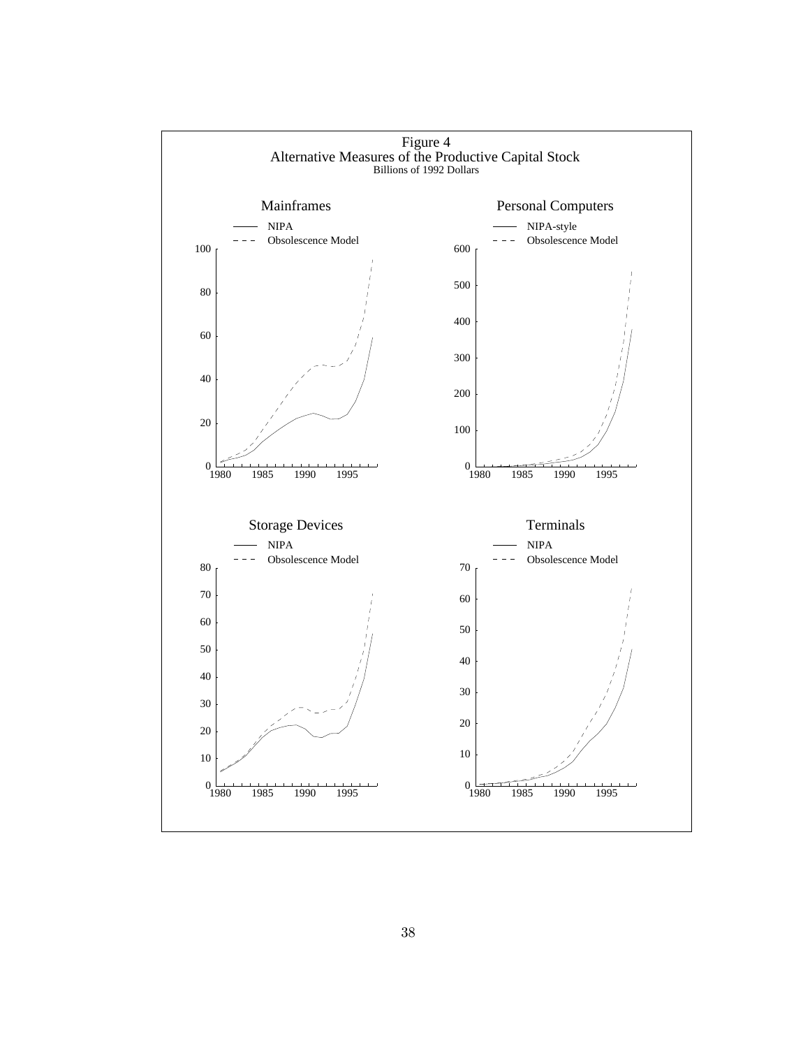Figure 4
Alternative Measures of the Productive Capital Stock
Billions of 1992 Dollars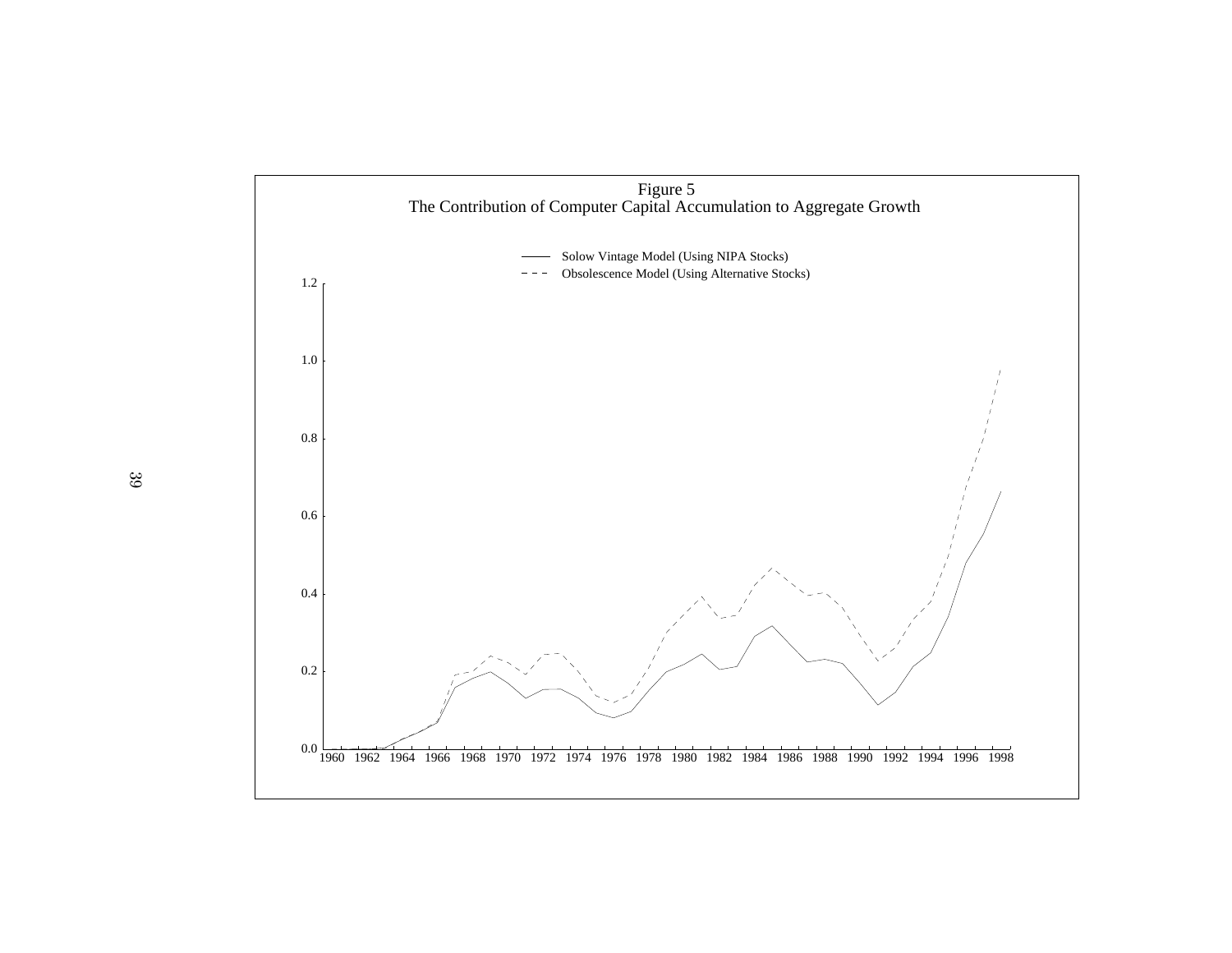Figure 5
The Contribution of Computer Capital Accumulation to Aggregate Growth

—— Solow Vintage Model (Using NIPA Stocks)
- - - Obsolescence Model (Using Alternative Stocks)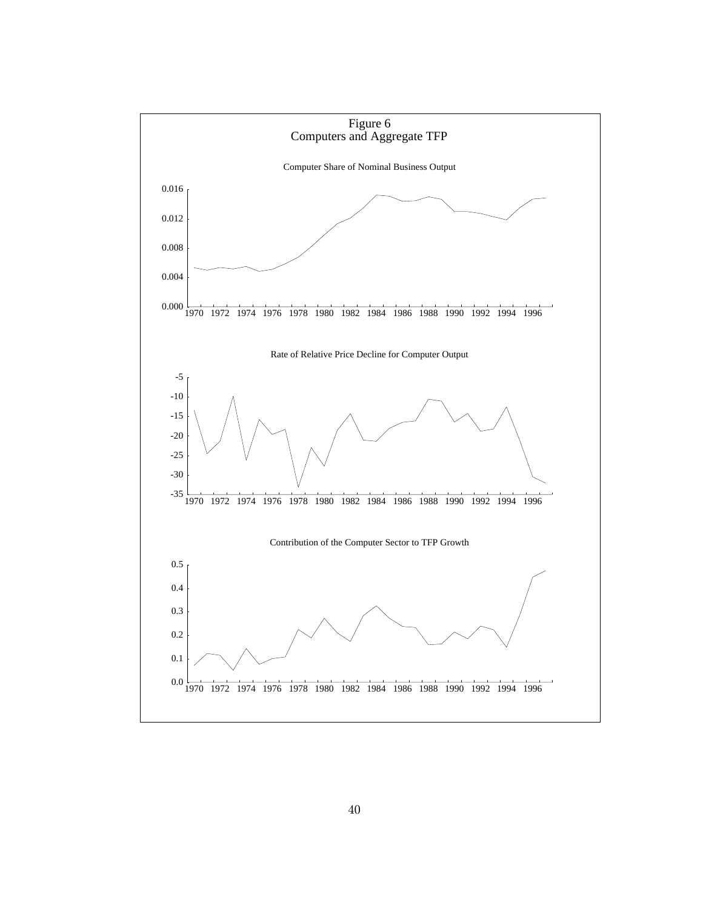Figure 6
Computers and Aggregate TFP

Computer Share of Nominal Business Output

0.016
0.012
0.008
0.004
0.000
1970 1972 1974 1976 1978 1980 1982 1984 1986 1988 1990 1992 1994 1996

Rate of Relative Price Decline for Computer Output

-5
-10
-15
-20
-25
-30
-35
1970 1972 1974 1976 1978 1980 1982 1984 1986 1988 1990 1992 1994 1996

Contribution of the Computer Sector to TFP Growth

0.5
0.4
0.3
0.2
0.1
0.0
1970 1972 1974 1976 1978 1980 1982 1984 1986 1988 1990 1992 1994 1996